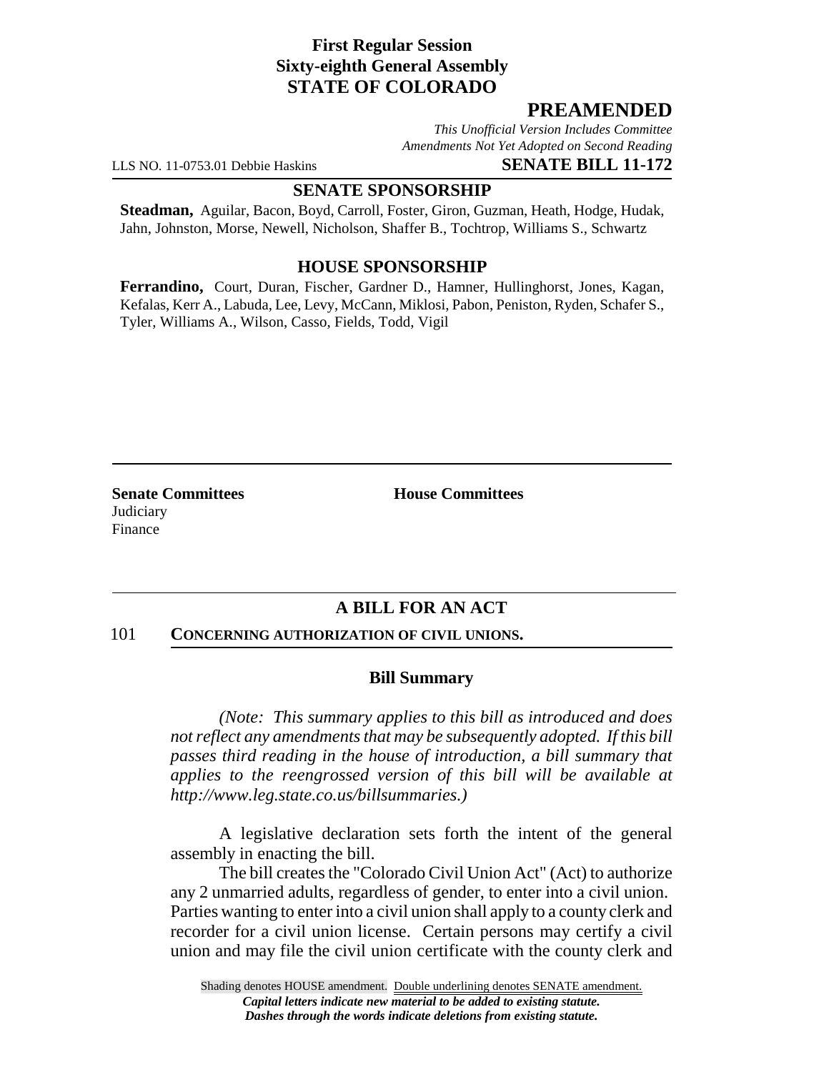**First Regular Session**
**Sixty-eighth General Assembly**
**STATE OF COLORADO**

# PREAMENDED

*This Unofficial Version Includes Committee Amendments Not Yet Adopted on Second Reading*

LLS NO. 11-0753.01 Debbie Haskins **SENATE BILL 11-172**

## SENATE SPONSORSHIP

**Steadman,** Aguilar, Bacon, Boyd, Carroll, Foster, Giron, Guzman, Heath, Hodge, Hudak, Jahn, Johnston, Morse, Newell, Nicholson, Shaffer B., Tochtrop, Williams S., Schwartz

## HOUSE SPONSORSHIP

**Ferrandino,** Court, Duran, Fischer, Gardner D., Hamner, Hullinghorst, Jones, Kagan, Kefalas, Kerr A., Labuda, Lee, Levy, McCann, Miklosi, Pabon, Peniston, Ryden, Schafer S., Tyler, Williams A., Wilson, Casso, Fields, Todd, Vigil

| **Senate Committees** | **House Committees** |
|---|---|
| Judiciary | |
| Finance | |

## A BILL FOR AN ACT

101 **CONCERNING AUTHORIZATION OF CIVIL UNIONS.**

### Bill Summary

*(Note: This summary applies to this bill as introduced and does not reflect any amendments that may be subsequently adopted. If this bill passes third reading in the house of introduction, a bill summary that applies to the reengrossed version of this bill will be available at http://www.leg.state.co.us/billsummaries.)*

A legislative declaration sets forth the intent of the general assembly in enacting the bill.

The bill creates the "Colorado Civil Union Act" (Act) to authorize any 2 unmarried adults, regardless of gender, to enter into a civil union. Parties wanting to enter into a civil union shall apply to a county clerk and recorder for a civil union license. Certain persons may certify a civil union and may file the civil union certificate with the county clerk and

Shading denotes HOUSE amendment. Double underlining denotes SENATE amendment.
*Capital letters indicate new material to be added to existing statute.*
*Dashes through the words indicate deletions from existing statute.*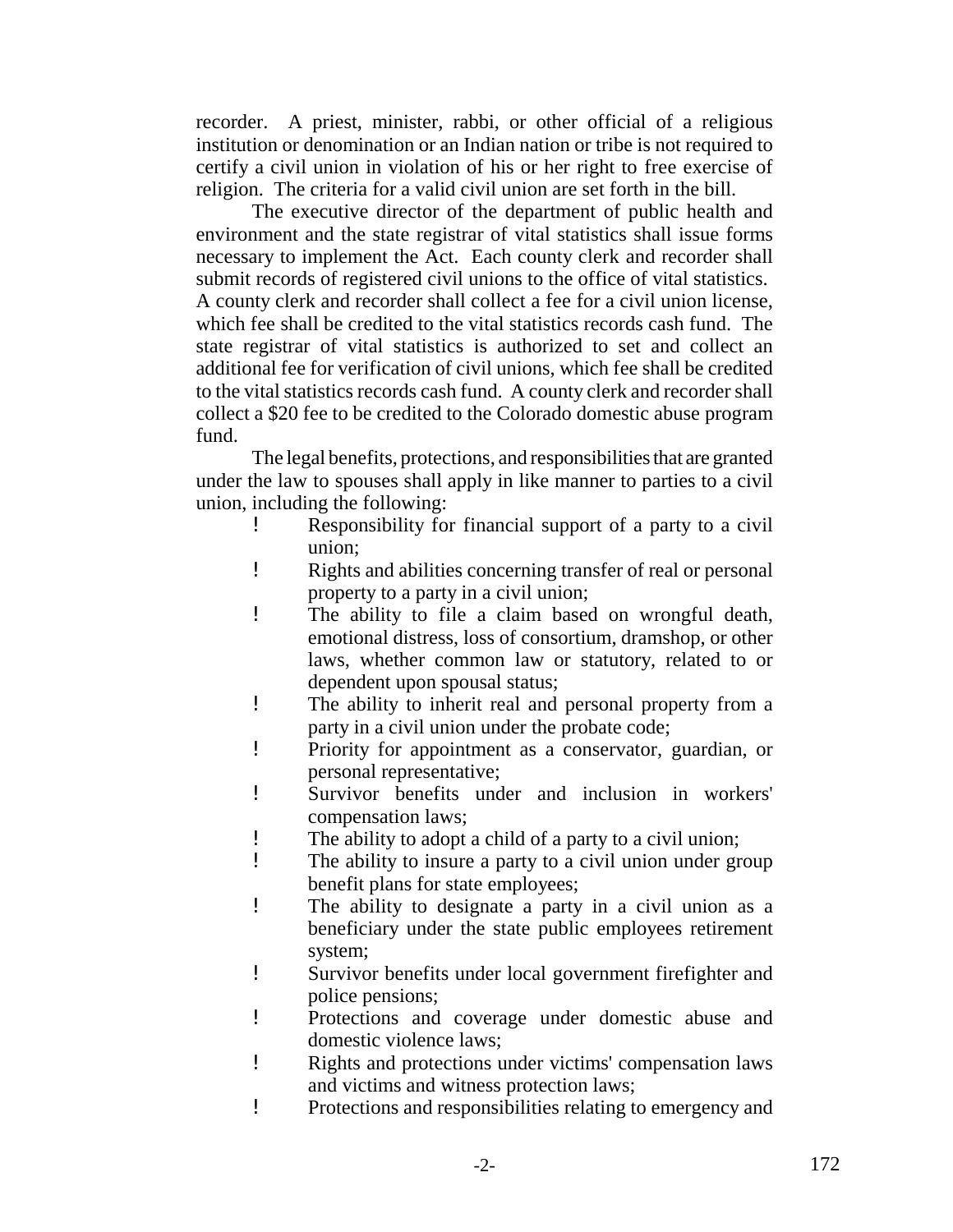recorder. A priest, minister, rabbi, or other official of a religious institution or denomination or an Indian nation or tribe is not required to certify a civil union in violation of his or her right to free exercise of religion. The criteria for a valid civil union are set forth in the bill.

The executive director of the department of public health and environment and the state registrar of vital statistics shall issue forms necessary to implement the Act. Each county clerk and recorder shall submit records of registered civil unions to the office of vital statistics. A county clerk and recorder shall collect a fee for a civil union license, which fee shall be credited to the vital statistics records cash fund. The state registrar of vital statistics is authorized to set and collect an additional fee for verification of civil unions, which fee shall be credited to the vital statistics records cash fund. A county clerk and recorder shall collect a $20 fee to be credited to the Colorado domestic abuse program fund.

The legal benefits, protections, and responsibilities that are granted under the law to spouses shall apply in like manner to parties to a civil union, including the following:

- Responsibility for financial support of a party to a civil union;
- Rights and abilities concerning transfer of real or personal property to a party in a civil union;
- The ability to file a claim based on wrongful death, emotional distress, loss of consortium, dramshop, or other laws, whether common law or statutory, related to or dependent upon spousal status;
- The ability to inherit real and personal property from a party in a civil union under the probate code;
- Priority for appointment as a conservator, guardian, or personal representative;
- Survivor benefits under and inclusion in workers' compensation laws;
- The ability to adopt a child of a party to a civil union;
- The ability to insure a party to a civil union under group benefit plans for state employees;
- The ability to designate a party in a civil union as a beneficiary under the state public employees retirement system;
- Survivor benefits under local government firefighter and police pensions;
- Protections and coverage under domestic abuse and domestic violence laws;
- Rights and protections under victims' compensation laws and victims and witness protection laws;
- Protections and responsibilities relating to emergency and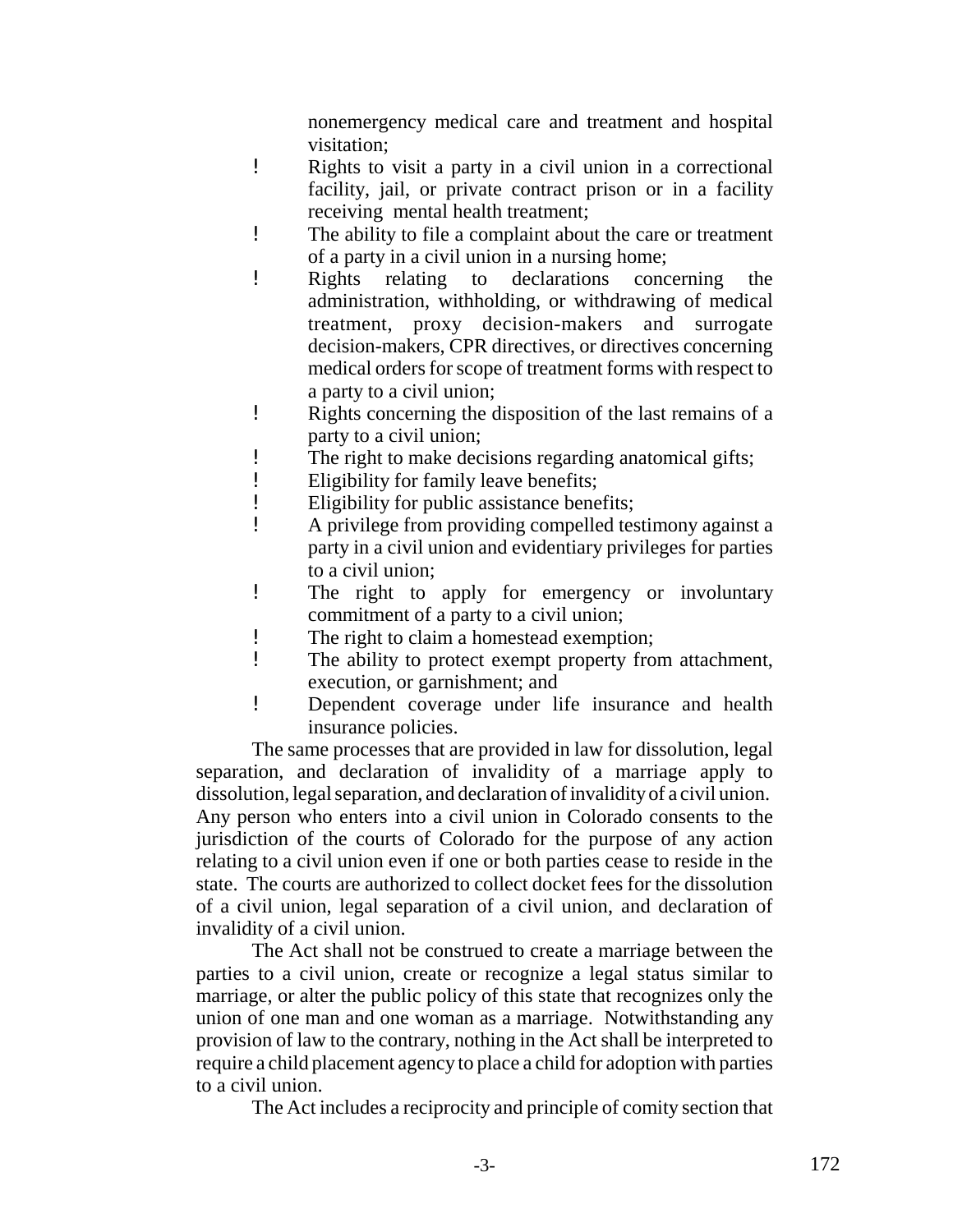nonemergency medical care and treatment and hospital visitation;

- Rights to visit a party in a civil union in a correctional facility, jail, or private contract prison or in a facility receiving mental health treatment;
- The ability to file a complaint about the care or treatment of a party in a civil union in a nursing home;
- Rights relating to declarations concerning the administration, withholding, or withdrawing of medical treatment, proxy decision-makers and surrogate decision-makers, CPR directives, or directives concerning medical orders for scope of treatment forms with respect to a party to a civil union;
- Rights concerning the disposition of the last remains of a party to a civil union;
- The right to make decisions regarding anatomical gifts;
- Eligibility for family leave benefits;
- Eligibility for public assistance benefits;
- A privilege from providing compelled testimony against a party in a civil union and evidentiary privileges for parties to a civil union;
- The right to apply for emergency or involuntary commitment of a party to a civil union;
- The right to claim a homestead exemption;
- The ability to protect exempt property from attachment, execution, or garnishment; and
- Dependent coverage under life insurance and health insurance policies.

The same processes that are provided in law for dissolution, legal separation, and declaration of invalidity of a marriage apply to dissolution, legal separation, and declaration of invalidity of a civil union. Any person who enters into a civil union in Colorado consents to the jurisdiction of the courts of Colorado for the purpose of any action relating to a civil union even if one or both parties cease to reside in the state. The courts are authorized to collect docket fees for the dissolution of a civil union, legal separation of a civil union, and declaration of invalidity of a civil union.

The Act shall not be construed to create a marriage between the parties to a civil union, create or recognize a legal status similar to marriage, or alter the public policy of this state that recognizes only the union of one man and one woman as a marriage. Notwithstanding any provision of law to the contrary, nothing in the Act shall be interpreted to require a child placement agency to place a child for adoption with parties to a civil union.

The Act includes a reciprocity and principle of comity section that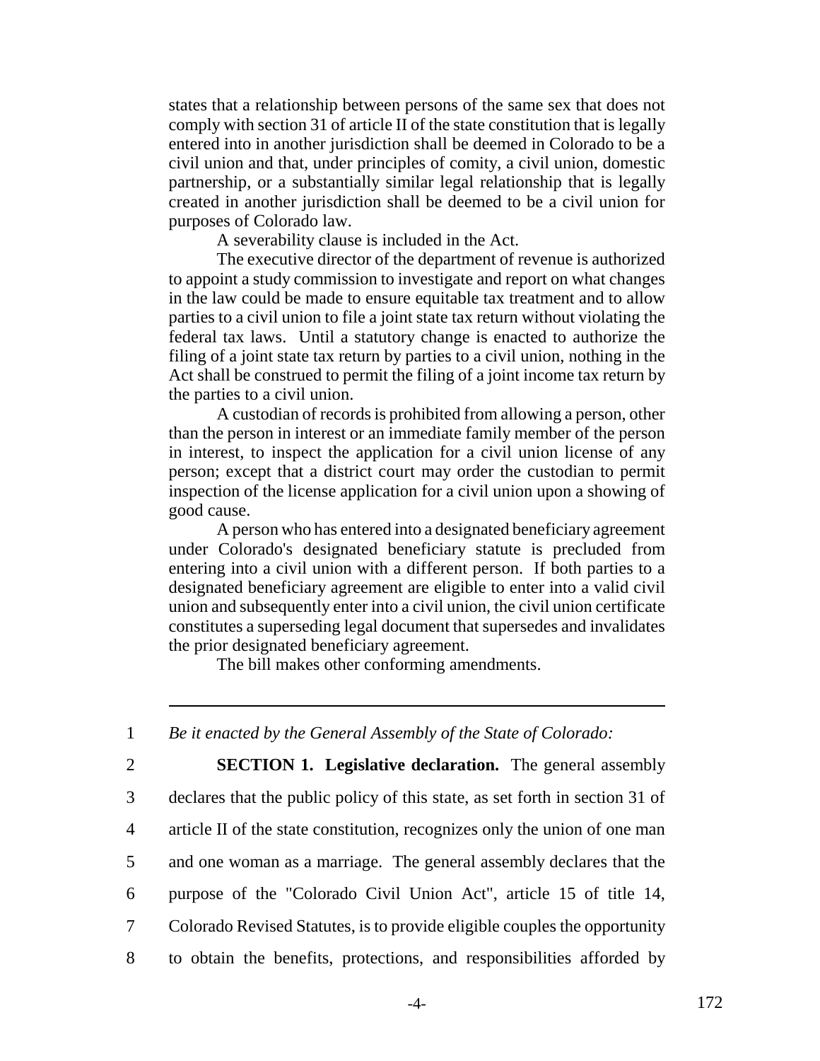states that a relationship between persons of the same sex that does not comply with section 31 of article II of the state constitution that is legally entered into in another jurisdiction shall be deemed in Colorado to be a civil union and that, under principles of comity, a civil union, domestic partnership, or a substantially similar legal relationship that is legally created in another jurisdiction shall be deemed to be a civil union for purposes of Colorado law.

A severability clause is included in the Act.

The executive director of the department of revenue is authorized to appoint a study commission to investigate and report on what changes in the law could be made to ensure equitable tax treatment and to allow parties to a civil union to file a joint state tax return without violating the federal tax laws. Until a statutory change is enacted to authorize the filing of a joint state tax return by parties to a civil union, nothing in the Act shall be construed to permit the filing of a joint income tax return by the parties to a civil union.

A custodian of records is prohibited from allowing a person, other than the person in interest or an immediate family member of the person in interest, to inspect the application for a civil union license of any person; except that a district court may order the custodian to permit inspection of the license application for a civil union upon a showing of good cause.

A person who has entered into a designated beneficiary agreement under Colorado's designated beneficiary statute is precluded from entering into a civil union with a different person. If both parties to a designated beneficiary agreement are eligible to enter into a valid civil union and subsequently enter into a civil union, the civil union certificate constitutes a superseding legal document that supersedes and invalidates the prior designated beneficiary agreement.

The bill makes other conforming amendments.

---

1 *Be it enacted by the General Assembly of the State of Colorado:*

2 **SECTION 1. Legislative declaration.** The general assembly
3 declares that the public policy of this state, as set forth in section 31 of
4 article II of the state constitution, recognizes only the union of one man
5 and one woman as a marriage. The general assembly declares that the
6 purpose of the "Colorado Civil Union Act", article 15 of title 14,
7 Colorado Revised Statutes, is to provide eligible couples the opportunity
8 to obtain the benefits, protections, and responsibilities afforded by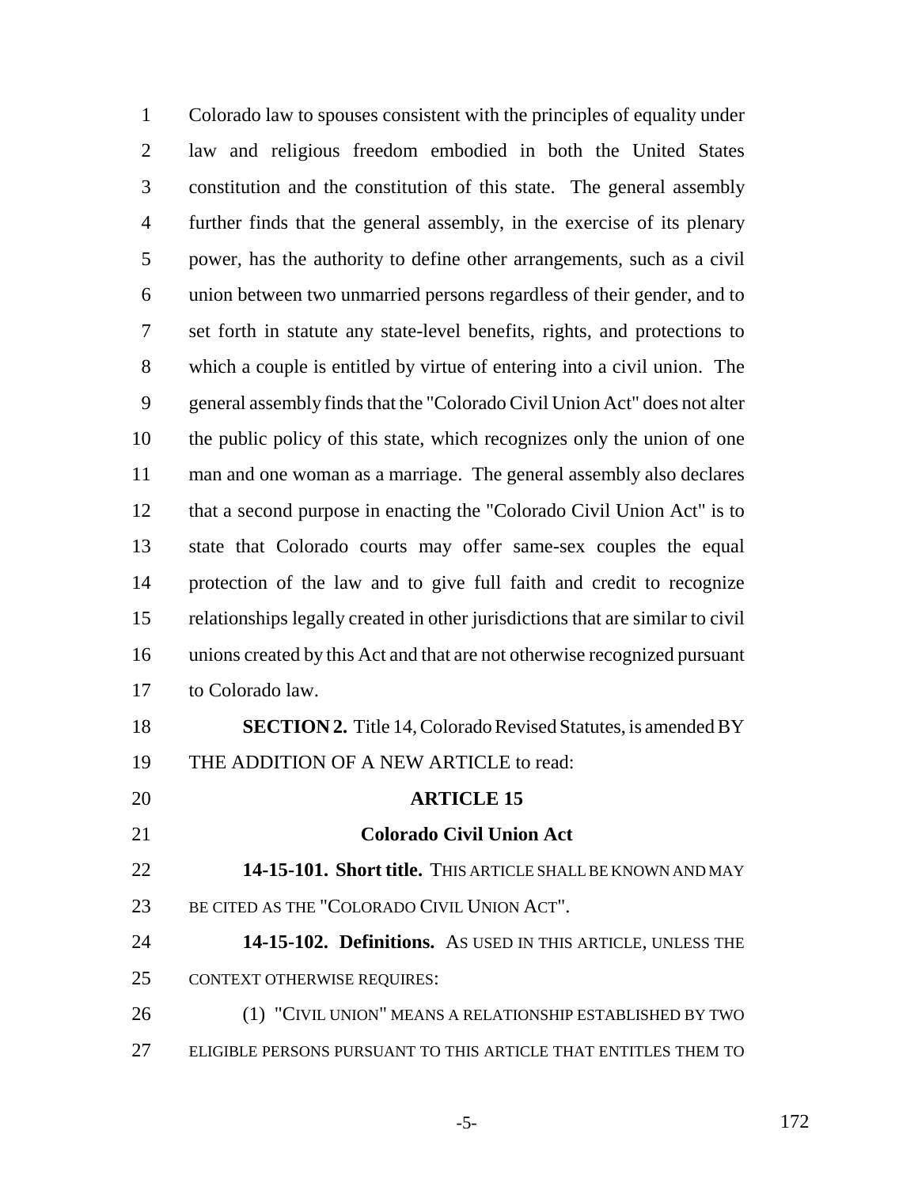Colorado law to spouses consistent with the principles of equality under law and religious freedom embodied in both the United States constitution and the constitution of this state. The general assembly further finds that the general assembly, in the exercise of its plenary power, has the authority to define other arrangements, such as a civil union between two unmarried persons regardless of their gender, and to set forth in statute any state-level benefits, rights, and protections to which a couple is entitled by virtue of entering into a civil union. The general assembly finds that the "Colorado Civil Union Act" does not alter the public policy of this state, which recognizes only the union of one man and one woman as a marriage. The general assembly also declares that a second purpose in enacting the "Colorado Civil Union Act" is to state that Colorado courts may offer same-sex couples the equal protection of the law and to give full faith and credit to recognize relationships legally created in other jurisdictions that are similar to civil unions created by this Act and that are not otherwise recognized pursuant to Colorado law.

**SECTION 2.** Title 14, Colorado Revised Statutes, is amended BY THE ADDITION OF A NEW ARTICLE to read:

**ARTICLE 15**

**Colorado Civil Union Act**

**14-15-101. Short title.** THIS ARTICLE SHALL BE KNOWN AND MAY BE CITED AS THE "COLORADO CIVIL UNION ACT".

**14-15-102. Definitions.** AS USED IN THIS ARTICLE, UNLESS THE CONTEXT OTHERWISE REQUIRES:

(1) "CIVIL UNION" MEANS A RELATIONSHIP ESTABLISHED BY TWO ELIGIBLE PERSONS PURSUANT TO THIS ARTICLE THAT ENTITLES THEM TO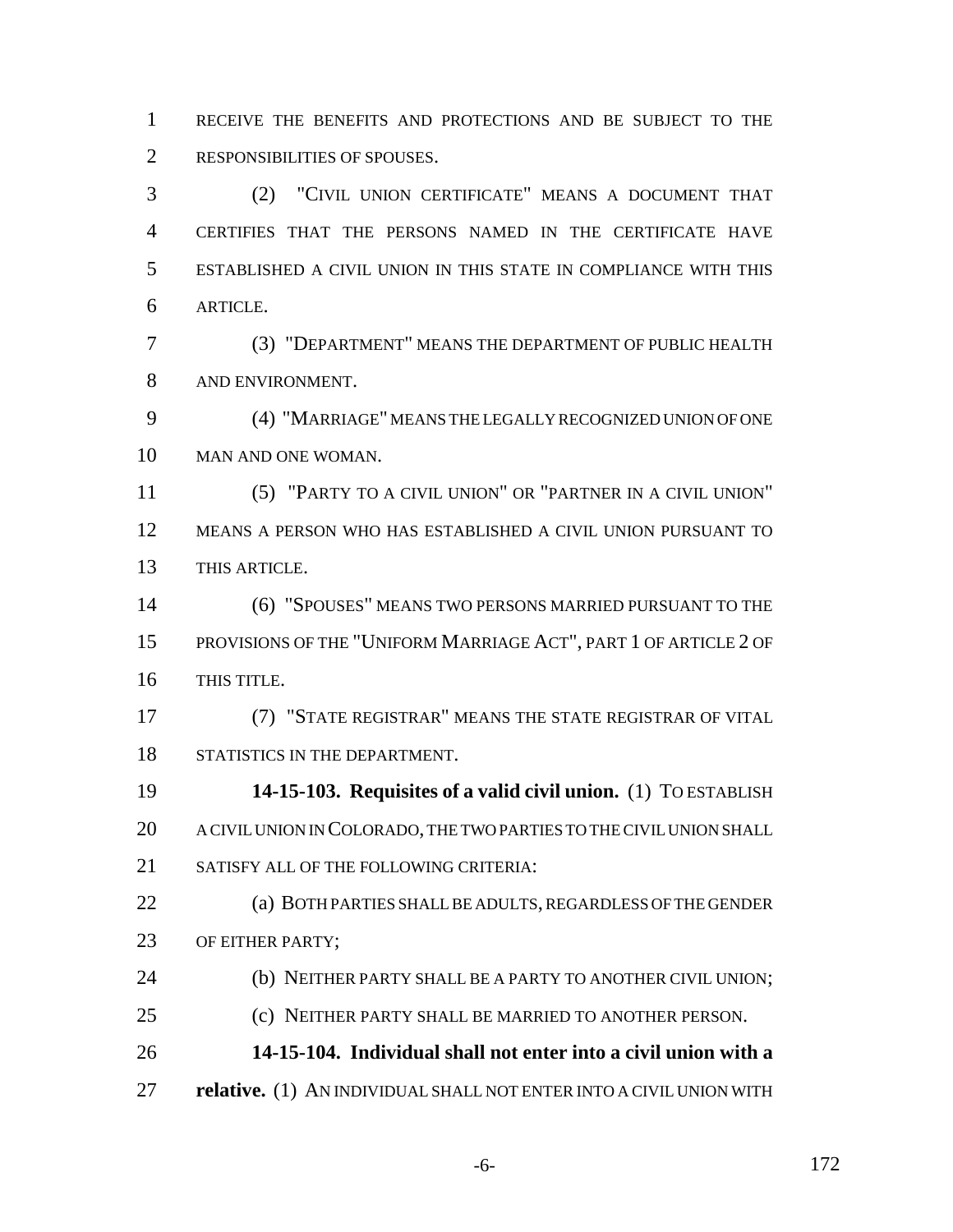RECEIVE THE BENEFITS AND PROTECTIONS AND BE SUBJECT TO THE RESPONSIBILITIES OF SPOUSES.

(2) "CIVIL UNION CERTIFICATE" MEANS A DOCUMENT THAT CERTIFIES THAT THE PERSONS NAMED IN THE CERTIFICATE HAVE ESTABLISHED A CIVIL UNION IN THIS STATE IN COMPLIANCE WITH THIS ARTICLE.

(3) "DEPARTMENT" MEANS THE DEPARTMENT OF PUBLIC HEALTH AND ENVIRONMENT.

(4) "MARRIAGE" MEANS THE LEGALLY RECOGNIZED UNION OF ONE MAN AND ONE WOMAN.

(5) "PARTY TO A CIVIL UNION" OR "PARTNER IN A CIVIL UNION" MEANS A PERSON WHO HAS ESTABLISHED A CIVIL UNION PURSUANT TO THIS ARTICLE.

(6) "SPOUSES" MEANS TWO PERSONS MARRIED PURSUANT TO THE PROVISIONS OF THE "UNIFORM MARRIAGE ACT", PART 1 OF ARTICLE 2 OF THIS TITLE.

(7) "STATE REGISTRAR" MEANS THE STATE REGISTRAR OF VITAL STATISTICS IN THE DEPARTMENT.

**14-15-103. Requisites of a valid civil union.** (1) TO ESTABLISH A CIVIL UNION IN COLORADO, THE TWO PARTIES TO THE CIVIL UNION SHALL SATISFY ALL OF THE FOLLOWING CRITERIA:

(a) BOTH PARTIES SHALL BE ADULTS, REGARDLESS OF THE GENDER OF EITHER PARTY;

(b) NEITHER PARTY SHALL BE A PARTY TO ANOTHER CIVIL UNION;

(c) NEITHER PARTY SHALL BE MARRIED TO ANOTHER PERSON.

**14-15-104. Individual shall not enter into a civil union with a relative.** (1) AN INDIVIDUAL SHALL NOT ENTER INTO A CIVIL UNION WITH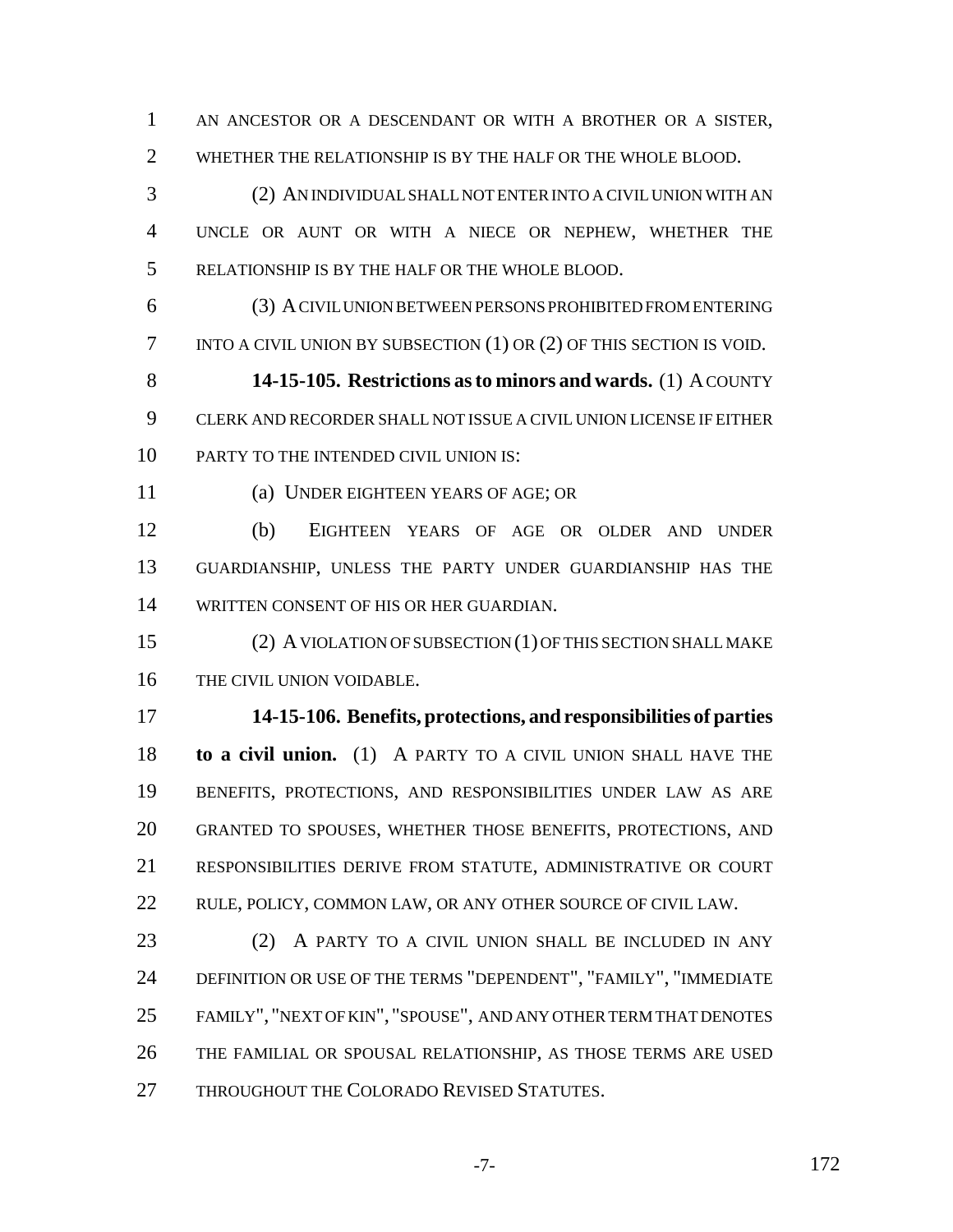AN ANCESTOR OR A DESCENDANT OR WITH A BROTHER OR A SISTER, WHETHER THE RELATIONSHIP IS BY THE HALF OR THE WHOLE BLOOD.

(2) AN INDIVIDUAL SHALL NOT ENTER INTO A CIVIL UNION WITH AN UNCLE OR AUNT OR WITH A NIECE OR NEPHEW, WHETHER THE RELATIONSHIP IS BY THE HALF OR THE WHOLE BLOOD.

(3) A CIVIL UNION BETWEEN PERSONS PROHIBITED FROM ENTERING INTO A CIVIL UNION BY SUBSECTION (1) OR (2) OF THIS SECTION IS VOID.

**14-15-105. Restrictions as to minors and wards.** (1) A COUNTY CLERK AND RECORDER SHALL NOT ISSUE A CIVIL UNION LICENSE IF EITHER PARTY TO THE INTENDED CIVIL UNION IS:

(a) UNDER EIGHTEEN YEARS OF AGE; OR

(b) EIGHTEEN YEARS OF AGE OR OLDER AND UNDER GUARDIANSHIP, UNLESS THE PARTY UNDER GUARDIANSHIP HAS THE WRITTEN CONSENT OF HIS OR HER GUARDIAN.

(2) A VIOLATION OF SUBSECTION (1) OF THIS SECTION SHALL MAKE THE CIVIL UNION VOIDABLE.

**14-15-106. Benefits, protections, and responsibilities of parties to a civil union.** (1) A PARTY TO A CIVIL UNION SHALL HAVE THE BENEFITS, PROTECTIONS, AND RESPONSIBILITIES UNDER LAW AS ARE GRANTED TO SPOUSES, WHETHER THOSE BENEFITS, PROTECTIONS, AND RESPONSIBILITIES DERIVE FROM STATUTE, ADMINISTRATIVE OR COURT RULE, POLICY, COMMON LAW, OR ANY OTHER SOURCE OF CIVIL LAW.

(2) A PARTY TO A CIVIL UNION SHALL BE INCLUDED IN ANY DEFINITION OR USE OF THE TERMS "DEPENDENT", "FAMILY", "IMMEDIATE FAMILY", "NEXT OF KIN", "SPOUSE", AND ANY OTHER TERM THAT DENOTES THE FAMILIAL OR SPOUSAL RELATIONSHIP, AS THOSE TERMS ARE USED THROUGHOUT THE COLORADO REVISED STATUTES.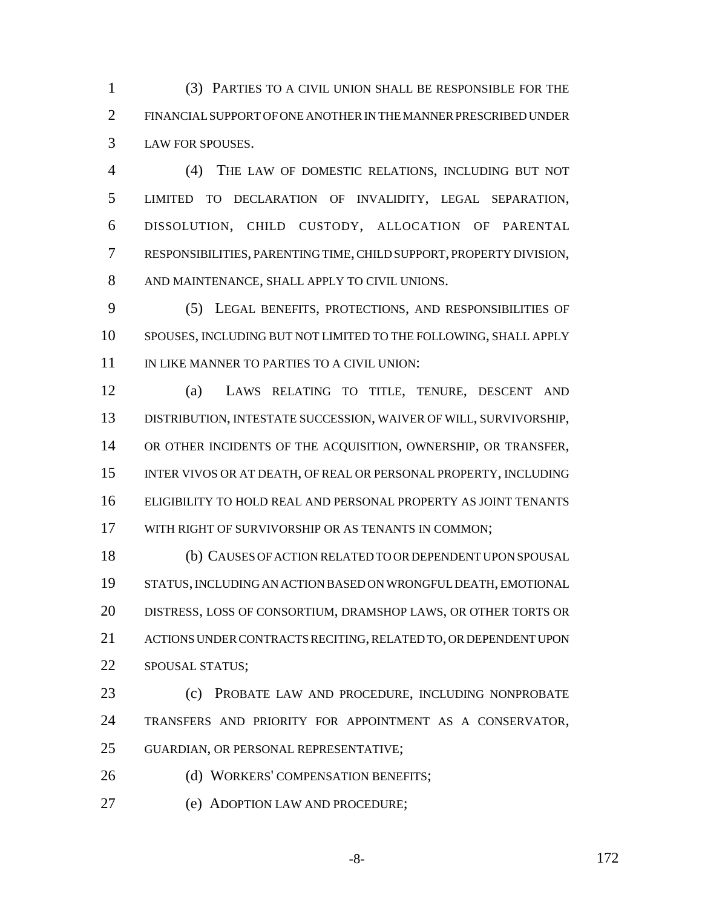(3) PARTIES TO A CIVIL UNION SHALL BE RESPONSIBLE FOR THE FINANCIAL SUPPORT OF ONE ANOTHER IN THE MANNER PRESCRIBED UNDER LAW FOR SPOUSES.

(4) THE LAW OF DOMESTIC RELATIONS, INCLUDING BUT NOT LIMITED TO DECLARATION OF INVALIDITY, LEGAL SEPARATION, DISSOLUTION, CHILD CUSTODY, ALLOCATION OF PARENTAL RESPONSIBILITIES, PARENTING TIME, CHILD SUPPORT, PROPERTY DIVISION, AND MAINTENANCE, SHALL APPLY TO CIVIL UNIONS.

(5) LEGAL BENEFITS, PROTECTIONS, AND RESPONSIBILITIES OF SPOUSES, INCLUDING BUT NOT LIMITED TO THE FOLLOWING, SHALL APPLY IN LIKE MANNER TO PARTIES TO A CIVIL UNION:

(a) LAWS RELATING TO TITLE, TENURE, DESCENT AND DISTRIBUTION, INTESTATE SUCCESSION, WAIVER OF WILL, SURVIVORSHIP, OR OTHER INCIDENTS OF THE ACQUISITION, OWNERSHIP, OR TRANSFER, INTER VIVOS OR AT DEATH, OF REAL OR PERSONAL PROPERTY, INCLUDING ELIGIBILITY TO HOLD REAL AND PERSONAL PROPERTY AS JOINT TENANTS WITH RIGHT OF SURVIVORSHIP OR AS TENANTS IN COMMON;

(b) CAUSES OF ACTION RELATED TO OR DEPENDENT UPON SPOUSAL STATUS, INCLUDING AN ACTION BASED ON WRONGFUL DEATH, EMOTIONAL DISTRESS, LOSS OF CONSORTIUM, DRAMSHOP LAWS, OR OTHER TORTS OR ACTIONS UNDER CONTRACTS RECITING, RELATED TO, OR DEPENDENT UPON SPOUSAL STATUS;

(c) PROBATE LAW AND PROCEDURE, INCLUDING NONPROBATE TRANSFERS AND PRIORITY FOR APPOINTMENT AS A CONSERVATOR, GUARDIAN, OR PERSONAL REPRESENTATIVE;

(d) WORKERS' COMPENSATION BENEFITS;

(e) ADOPTION LAW AND PROCEDURE;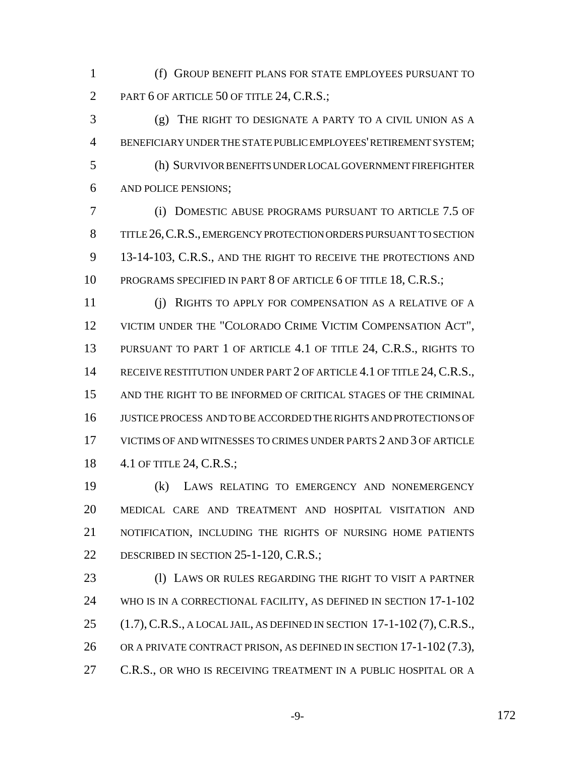(f) GROUP BENEFIT PLANS FOR STATE EMPLOYEES PURSUANT TO PART 6 OF ARTICLE 50 OF TITLE 24, C.R.S.;

(g) THE RIGHT TO DESIGNATE A PARTY TO A CIVIL UNION AS A BENEFICIARY UNDER THE STATE PUBLIC EMPLOYEES' RETIREMENT SYSTEM;

(h) SURVIVOR BENEFITS UNDER LOCAL GOVERNMENT FIREFIGHTER AND POLICE PENSIONS;

(i) DOMESTIC ABUSE PROGRAMS PURSUANT TO ARTICLE 7.5 OF TITLE 26, C.R.S., EMERGENCY PROTECTION ORDERS PURSUANT TO SECTION 13-14-103, C.R.S., AND THE RIGHT TO RECEIVE THE PROTECTIONS AND PROGRAMS SPECIFIED IN PART 8 OF ARTICLE 6 OF TITLE 18, C.R.S.;

(j) RIGHTS TO APPLY FOR COMPENSATION AS A RELATIVE OF A VICTIM UNDER THE "COLORADO CRIME VICTIM COMPENSATION ACT", PURSUANT TO PART 1 OF ARTICLE 4.1 OF TITLE 24, C.R.S., RIGHTS TO RECEIVE RESTITUTION UNDER PART 2 OF ARTICLE 4.1 OF TITLE 24, C.R.S., AND THE RIGHT TO BE INFORMED OF CRITICAL STAGES OF THE CRIMINAL JUSTICE PROCESS AND TO BE ACCORDED THE RIGHTS AND PROTECTIONS OF VICTIMS OF AND WITNESSES TO CRIMES UNDER PARTS 2 AND 3 OF ARTICLE 4.1 OF TITLE 24, C.R.S.;

(k) LAWS RELATING TO EMERGENCY AND NONEMERGENCY MEDICAL CARE AND TREATMENT AND HOSPITAL VISITATION AND NOTIFICATION, INCLUDING THE RIGHTS OF NURSING HOME PATIENTS DESCRIBED IN SECTION 25-1-120, C.R.S.;

(l) LAWS OR RULES REGARDING THE RIGHT TO VISIT A PARTNER WHO IS IN A CORRECTIONAL FACILITY, AS DEFINED IN SECTION 17-1-102 (1.7), C.R.S., A LOCAL JAIL, AS DEFINED IN SECTION 17-1-102 (7), C.R.S., OR A PRIVATE CONTRACT PRISON, AS DEFINED IN SECTION 17-1-102 (7.3), C.R.S., OR WHO IS RECEIVING TREATMENT IN A PUBLIC HOSPITAL OR A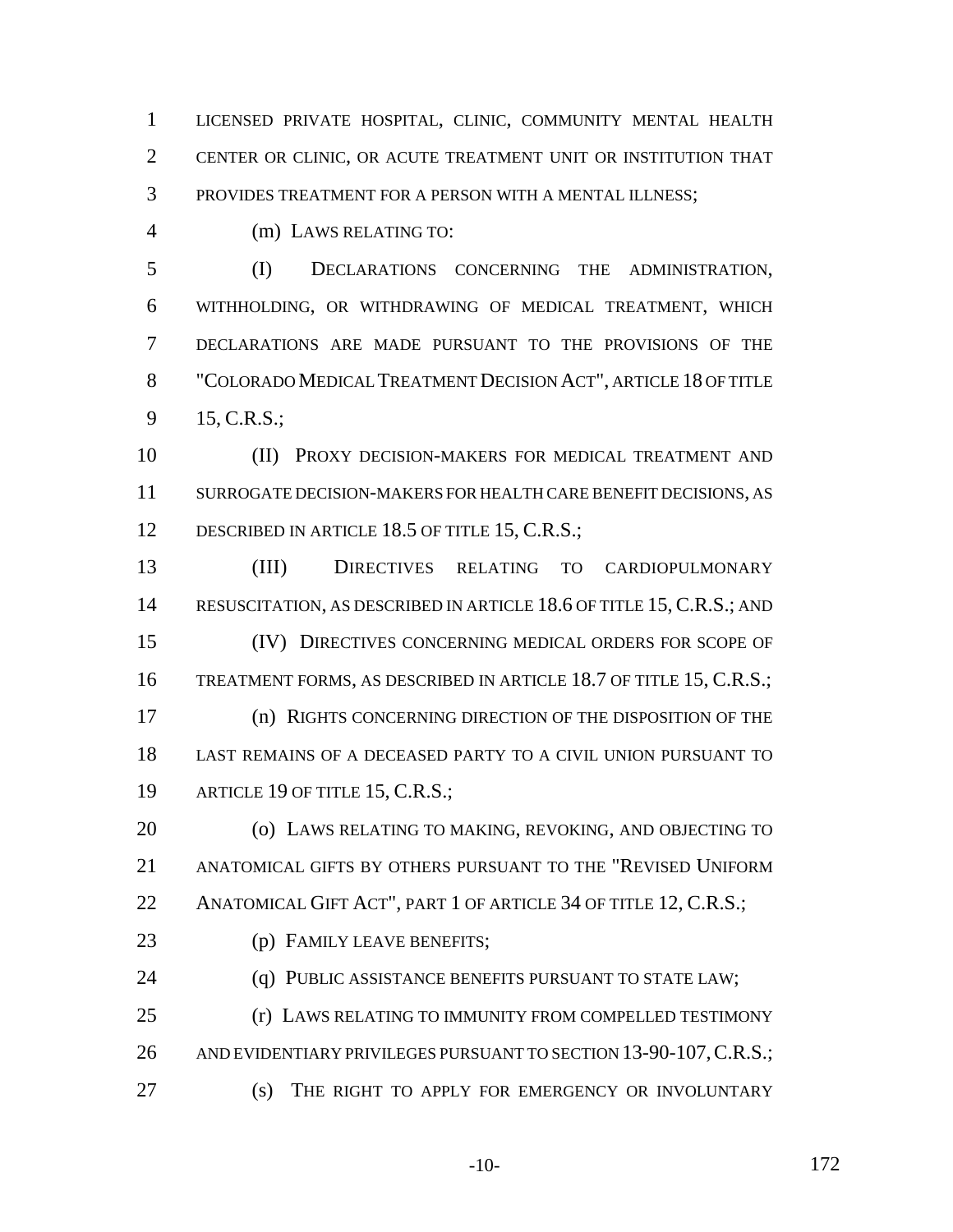LICENSED PRIVATE HOSPITAL, CLINIC, COMMUNITY MENTAL HEALTH CENTER OR CLINIC, OR ACUTE TREATMENT UNIT OR INSTITUTION THAT PROVIDES TREATMENT FOR A PERSON WITH A MENTAL ILLNESS;

(m) LAWS RELATING TO:

(I) DECLARATIONS CONCERNING THE ADMINISTRATION, WITHHOLDING, OR WITHDRAWING OF MEDICAL TREATMENT, WHICH DECLARATIONS ARE MADE PURSUANT TO THE PROVISIONS OF THE "COLORADO MEDICAL TREATMENT DECISION ACT", ARTICLE 18 OF TITLE 15, C.R.S.;

(II) PROXY DECISION-MAKERS FOR MEDICAL TREATMENT AND SURROGATE DECISION-MAKERS FOR HEALTH CARE BENEFIT DECISIONS, AS DESCRIBED IN ARTICLE 18.5 OF TITLE 15, C.R.S.;

(III) DIRECTIVES RELATING TO CARDIOPULMONARY RESUSCITATION, AS DESCRIBED IN ARTICLE 18.6 OF TITLE 15, C.R.S.; AND

(IV) DIRECTIVES CONCERNING MEDICAL ORDERS FOR SCOPE OF TREATMENT FORMS, AS DESCRIBED IN ARTICLE 18.7 OF TITLE 15, C.R.S.;

(n) RIGHTS CONCERNING DIRECTION OF THE DISPOSITION OF THE LAST REMAINS OF A DECEASED PARTY TO A CIVIL UNION PURSUANT TO ARTICLE 19 OF TITLE 15, C.R.S.;

(o) LAWS RELATING TO MAKING, REVOKING, AND OBJECTING TO ANATOMICAL GIFTS BY OTHERS PURSUANT TO THE "REVISED UNIFORM ANATOMICAL GIFT ACT", PART 1 OF ARTICLE 34 OF TITLE 12, C.R.S.;

(p) FAMILY LEAVE BENEFITS;

(q) PUBLIC ASSISTANCE BENEFITS PURSUANT TO STATE LAW;

(r) LAWS RELATING TO IMMUNITY FROM COMPELLED TESTIMONY AND EVIDENTIARY PRIVILEGES PURSUANT TO SECTION 13-90-107, C.R.S.;

(s) THE RIGHT TO APPLY FOR EMERGENCY OR INVOLUNTARY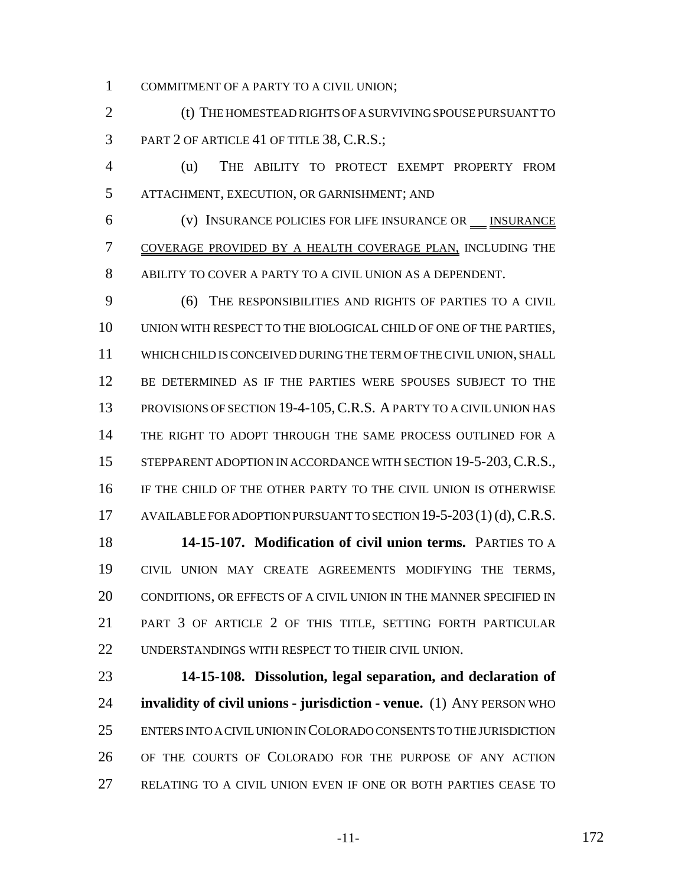COMMITMENT OF A PARTY TO A CIVIL UNION;

(t) THE HOMESTEAD RIGHTS OF A SURVIVING SPOUSE PURSUANT TO PART 2 OF ARTICLE 41 OF TITLE 38, C.R.S.;

(u) THE ABILITY TO PROTECT EXEMPT PROPERTY FROM ATTACHMENT, EXECUTION, OR GARNISHMENT; AND

(v) INSURANCE POLICIES FOR LIFE INSURANCE OR INSURANCE COVERAGE PROVIDED BY A HEALTH COVERAGE PLAN, INCLUDING THE ABILITY TO COVER A PARTY TO A CIVIL UNION AS A DEPENDENT.

(6) THE RESPONSIBILITIES AND RIGHTS OF PARTIES TO A CIVIL UNION WITH RESPECT TO THE BIOLOGICAL CHILD OF ONE OF THE PARTIES, WHICH CHILD IS CONCEIVED DURING THE TERM OF THE CIVIL UNION, SHALL BE DETERMINED AS IF THE PARTIES WERE SPOUSES SUBJECT TO THE PROVISIONS OF SECTION 19-4-105, C.R.S. A PARTY TO A CIVIL UNION HAS THE RIGHT TO ADOPT THROUGH THE SAME PROCESS OUTLINED FOR A STEPPARENT ADOPTION IN ACCORDANCE WITH SECTION 19-5-203, C.R.S., IF THE CHILD OF THE OTHER PARTY TO THE CIVIL UNION IS OTHERWISE AVAILABLE FOR ADOPTION PURSUANT TO SECTION 19-5-203 (1) (d), C.R.S.

**14-15-107. Modification of civil union terms.** PARTIES TO A CIVIL UNION MAY CREATE AGREEMENTS MODIFYING THE TERMS, CONDITIONS, OR EFFECTS OF A CIVIL UNION IN THE MANNER SPECIFIED IN PART 3 OF ARTICLE 2 OF THIS TITLE, SETTING FORTH PARTICULAR UNDERSTANDINGS WITH RESPECT TO THEIR CIVIL UNION.

**14-15-108. Dissolution, legal separation, and declaration of invalidity of civil unions - jurisdiction - venue.** (1) ANY PERSON WHO ENTERS INTO A CIVIL UNION IN COLORADO CONSENTS TO THE JURISDICTION OF THE COURTS OF COLORADO FOR THE PURPOSE OF ANY ACTION RELATING TO A CIVIL UNION EVEN IF ONE OR BOTH PARTIES CEASE TO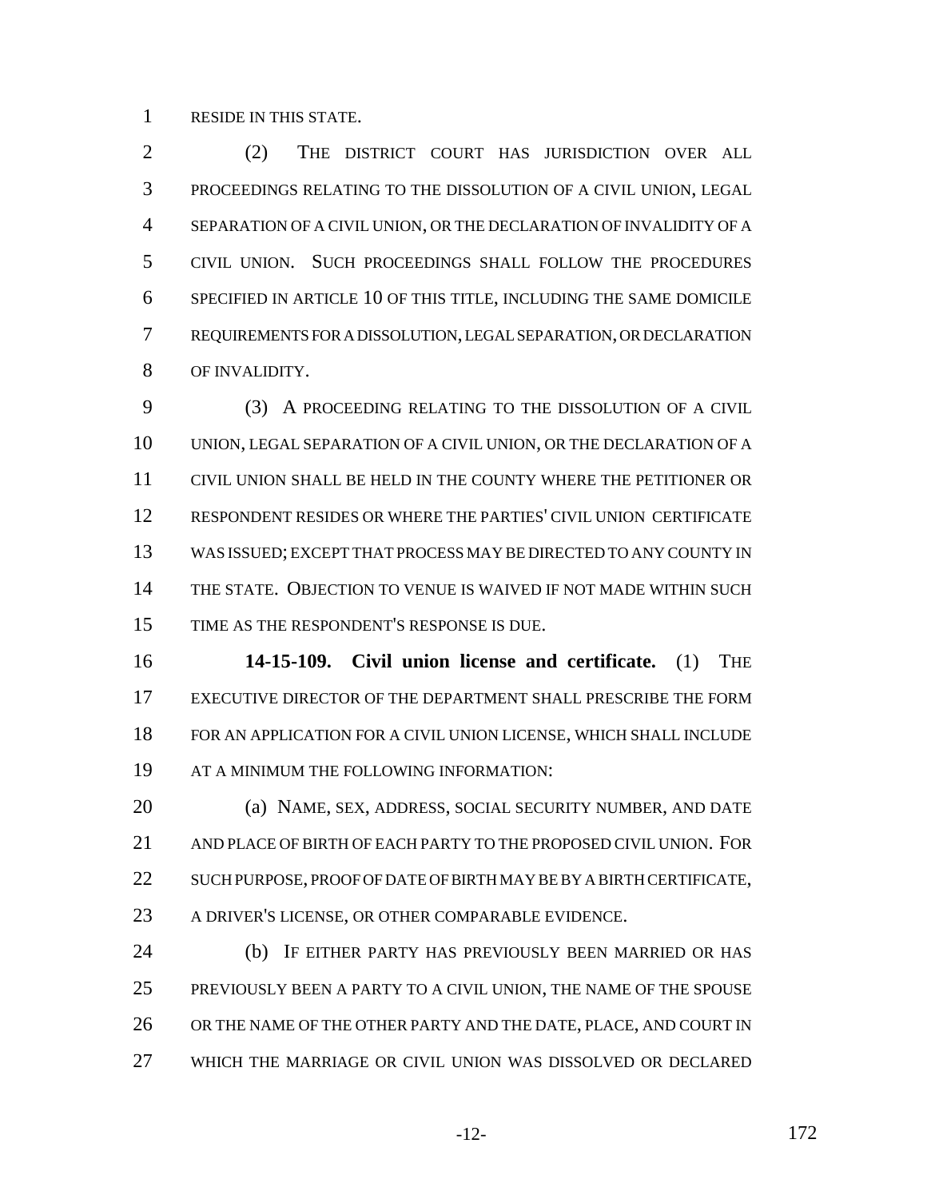RESIDE IN THIS STATE.

(2) THE DISTRICT COURT HAS JURISDICTION OVER ALL PROCEEDINGS RELATING TO THE DISSOLUTION OF A CIVIL UNION, LEGAL SEPARATION OF A CIVIL UNION, OR THE DECLARATION OF INVALIDITY OF A CIVIL UNION. SUCH PROCEEDINGS SHALL FOLLOW THE PROCEDURES SPECIFIED IN ARTICLE 10 OF THIS TITLE, INCLUDING THE SAME DOMICILE REQUIREMENTS FOR A DISSOLUTION, LEGAL SEPARATION, OR DECLARATION OF INVALIDITY.

(3) A PROCEEDING RELATING TO THE DISSOLUTION OF A CIVIL UNION, LEGAL SEPARATION OF A CIVIL UNION, OR THE DECLARATION OF A CIVIL UNION SHALL BE HELD IN THE COUNTY WHERE THE PETITIONER OR RESPONDENT RESIDES OR WHERE THE PARTIES' CIVIL UNION CERTIFICATE WAS ISSUED; EXCEPT THAT PROCESS MAY BE DIRECTED TO ANY COUNTY IN THE STATE. OBJECTION TO VENUE IS WAIVED IF NOT MADE WITHIN SUCH TIME AS THE RESPONDENT'S RESPONSE IS DUE.

**14-15-109. Civil union license and certificate.** (1) THE EXECUTIVE DIRECTOR OF THE DEPARTMENT SHALL PRESCRIBE THE FORM FOR AN APPLICATION FOR A CIVIL UNION LICENSE, WHICH SHALL INCLUDE AT A MINIMUM THE FOLLOWING INFORMATION:

(a) NAME, SEX, ADDRESS, SOCIAL SECURITY NUMBER, AND DATE AND PLACE OF BIRTH OF EACH PARTY TO THE PROPOSED CIVIL UNION. FOR SUCH PURPOSE, PROOF OF DATE OF BIRTH MAY BE BY A BIRTH CERTIFICATE, A DRIVER'S LICENSE, OR OTHER COMPARABLE EVIDENCE.

(b) IF EITHER PARTY HAS PREVIOUSLY BEEN MARRIED OR HAS PREVIOUSLY BEEN A PARTY TO A CIVIL UNION, THE NAME OF THE SPOUSE OR THE NAME OF THE OTHER PARTY AND THE DATE, PLACE, AND COURT IN WHICH THE MARRIAGE OR CIVIL UNION WAS DISSOLVED OR DECLARED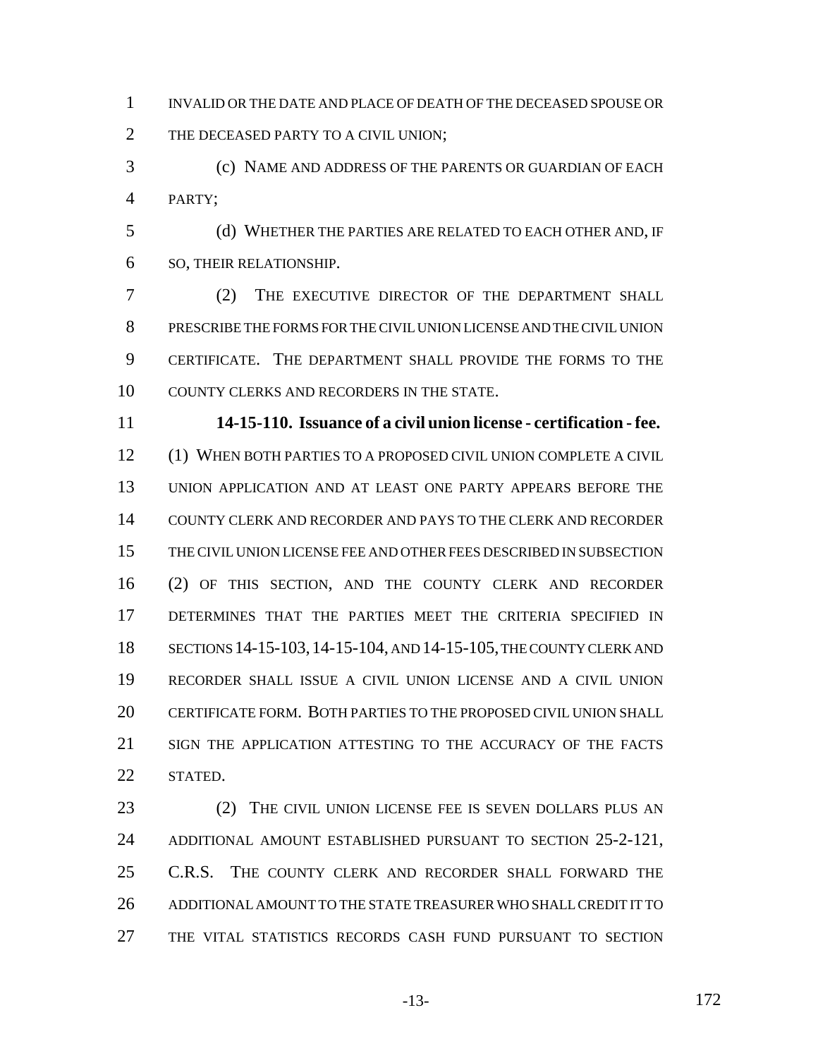INVALID OR THE DATE AND PLACE OF DEATH OF THE DECEASED SPOUSE OR THE DECEASED PARTY TO A CIVIL UNION;

(c) NAME AND ADDRESS OF THE PARENTS OR GUARDIAN OF EACH PARTY;

(d) WHETHER THE PARTIES ARE RELATED TO EACH OTHER AND, IF SO, THEIR RELATIONSHIP.

(2) THE EXECUTIVE DIRECTOR OF THE DEPARTMENT SHALL PRESCRIBE THE FORMS FOR THE CIVIL UNION LICENSE AND THE CIVIL UNION CERTIFICATE. THE DEPARTMENT SHALL PROVIDE THE FORMS TO THE COUNTY CLERKS AND RECORDERS IN THE STATE.

**14-15-110. Issuance of a civil union license - certification - fee.** (1) WHEN BOTH PARTIES TO A PROPOSED CIVIL UNION COMPLETE A CIVIL UNION APPLICATION AND AT LEAST ONE PARTY APPEARS BEFORE THE COUNTY CLERK AND RECORDER AND PAYS TO THE CLERK AND RECORDER THE CIVIL UNION LICENSE FEE AND OTHER FEES DESCRIBED IN SUBSECTION (2) OF THIS SECTION, AND THE COUNTY CLERK AND RECORDER DETERMINES THAT THE PARTIES MEET THE CRITERIA SPECIFIED IN SECTIONS 14-15-103, 14-15-104, AND 14-15-105, THE COUNTY CLERK AND RECORDER SHALL ISSUE A CIVIL UNION LICENSE AND A CIVIL UNION CERTIFICATE FORM. BOTH PARTIES TO THE PROPOSED CIVIL UNION SHALL SIGN THE APPLICATION ATTESTING TO THE ACCURACY OF THE FACTS STATED.

(2) THE CIVIL UNION LICENSE FEE IS SEVEN DOLLARS PLUS AN ADDITIONAL AMOUNT ESTABLISHED PURSUANT TO SECTION 25-2-121, C.R.S. THE COUNTY CLERK AND RECORDER SHALL FORWARD THE ADDITIONAL AMOUNT TO THE STATE TREASURER WHO SHALL CREDIT IT TO THE VITAL STATISTICS RECORDS CASH FUND PURSUANT TO SECTION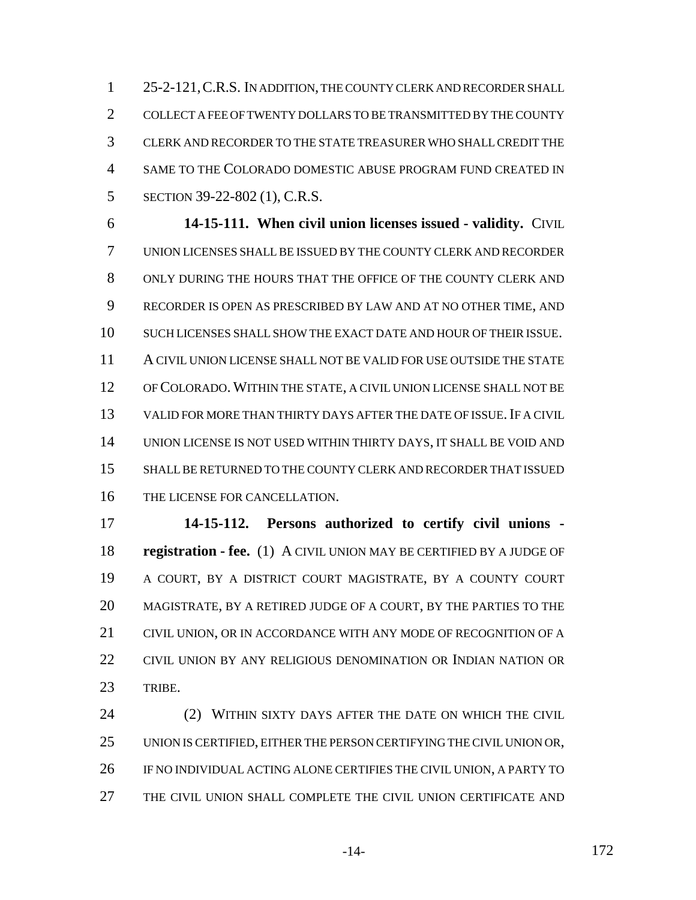25-2-121, C.R.S. IN ADDITION, THE COUNTY CLERK AND RECORDER SHALL COLLECT A FEE OF TWENTY DOLLARS TO BE TRANSMITTED BY THE COUNTY CLERK AND RECORDER TO THE STATE TREASURER WHO SHALL CREDIT THE SAME TO THE COLORADO DOMESTIC ABUSE PROGRAM FUND CREATED IN SECTION 39-22-802 (1), C.R.S.

**14-15-111. When civil union licenses issued - validity.** CIVIL UNION LICENSES SHALL BE ISSUED BY THE COUNTY CLERK AND RECORDER ONLY DURING THE HOURS THAT THE OFFICE OF THE COUNTY CLERK AND RECORDER IS OPEN AS PRESCRIBED BY LAW AND AT NO OTHER TIME, AND SUCH LICENSES SHALL SHOW THE EXACT DATE AND HOUR OF THEIR ISSUE. A CIVIL UNION LICENSE SHALL NOT BE VALID FOR USE OUTSIDE THE STATE OF COLORADO. WITHIN THE STATE, A CIVIL UNION LICENSE SHALL NOT BE VALID FOR MORE THAN THIRTY DAYS AFTER THE DATE OF ISSUE. IF A CIVIL UNION LICENSE IS NOT USED WITHIN THIRTY DAYS, IT SHALL BE VOID AND SHALL BE RETURNED TO THE COUNTY CLERK AND RECORDER THAT ISSUED THE LICENSE FOR CANCELLATION.

**14-15-112. Persons authorized to certify civil unions - registration - fee.** (1) A CIVIL UNION MAY BE CERTIFIED BY A JUDGE OF A COURT, BY A DISTRICT COURT MAGISTRATE, BY A COUNTY COURT MAGISTRATE, BY A RETIRED JUDGE OF A COURT, BY THE PARTIES TO THE CIVIL UNION, OR IN ACCORDANCE WITH ANY MODE OF RECOGNITION OF A CIVIL UNION BY ANY RELIGIOUS DENOMINATION OR INDIAN NATION OR TRIBE.

(2) WITHIN SIXTY DAYS AFTER THE DATE ON WHICH THE CIVIL UNION IS CERTIFIED, EITHER THE PERSON CERTIFYING THE CIVIL UNION OR, IF NO INDIVIDUAL ACTING ALONE CERTIFIES THE CIVIL UNION, A PARTY TO THE CIVIL UNION SHALL COMPLETE THE CIVIL UNION CERTIFICATE AND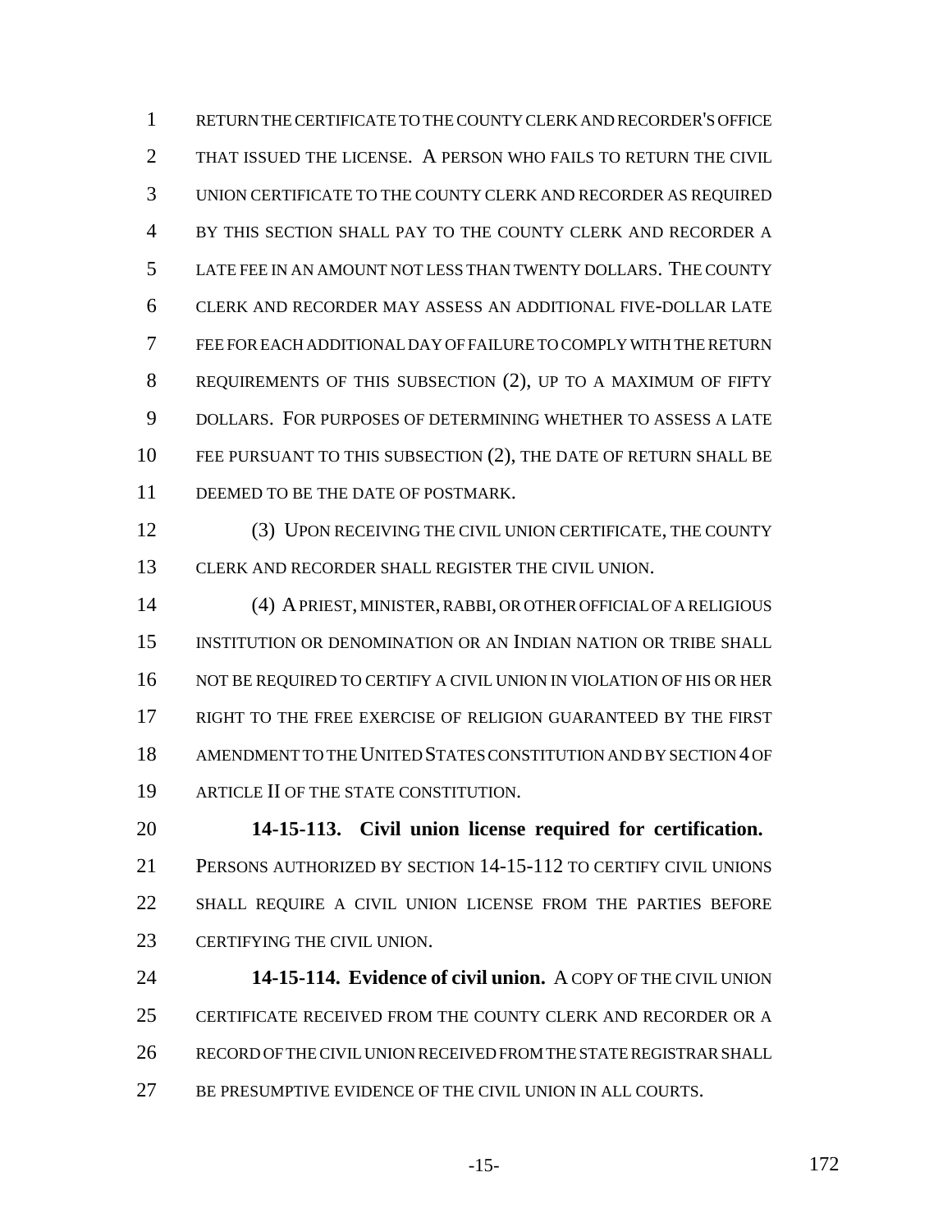RETURN THE CERTIFICATE TO THE COUNTY CLERK AND RECORDER'S OFFICE THAT ISSUED THE LICENSE. A PERSON WHO FAILS TO RETURN THE CIVIL UNION CERTIFICATE TO THE COUNTY CLERK AND RECORDER AS REQUIRED BY THIS SECTION SHALL PAY TO THE COUNTY CLERK AND RECORDER A LATE FEE IN AN AMOUNT NOT LESS THAN TWENTY DOLLARS. THE COUNTY CLERK AND RECORDER MAY ASSESS AN ADDITIONAL FIVE-DOLLAR LATE FEE FOR EACH ADDITIONAL DAY OF FAILURE TO COMPLY WITH THE RETURN REQUIREMENTS OF THIS SUBSECTION (2), UP TO A MAXIMUM OF FIFTY DOLLARS. FOR PURPOSES OF DETERMINING WHETHER TO ASSESS A LATE FEE PURSUANT TO THIS SUBSECTION (2), THE DATE OF RETURN SHALL BE DEEMED TO BE THE DATE OF POSTMARK.

(3) UPON RECEIVING THE CIVIL UNION CERTIFICATE, THE COUNTY CLERK AND RECORDER SHALL REGISTER THE CIVIL UNION.

(4) A PRIEST, MINISTER, RABBI, OR OTHER OFFICIAL OF A RELIGIOUS INSTITUTION OR DENOMINATION OR AN INDIAN NATION OR TRIBE SHALL NOT BE REQUIRED TO CERTIFY A CIVIL UNION IN VIOLATION OF HIS OR HER RIGHT TO THE FREE EXERCISE OF RELIGION GUARANTEED BY THE FIRST AMENDMENT TO THE UNITED STATES CONSTITUTION AND BY SECTION 4 OF ARTICLE II OF THE STATE CONSTITUTION.

**14-15-113. Civil union license required for certification.** PERSONS AUTHORIZED BY SECTION 14-15-112 TO CERTIFY CIVIL UNIONS SHALL REQUIRE A CIVIL UNION LICENSE FROM THE PARTIES BEFORE CERTIFYING THE CIVIL UNION.

**14-15-114. Evidence of civil union.** A COPY OF THE CIVIL UNION CERTIFICATE RECEIVED FROM THE COUNTY CLERK AND RECORDER OR A RECORD OF THE CIVIL UNION RECEIVED FROM THE STATE REGISTRAR SHALL BE PRESUMPTIVE EVIDENCE OF THE CIVIL UNION IN ALL COURTS.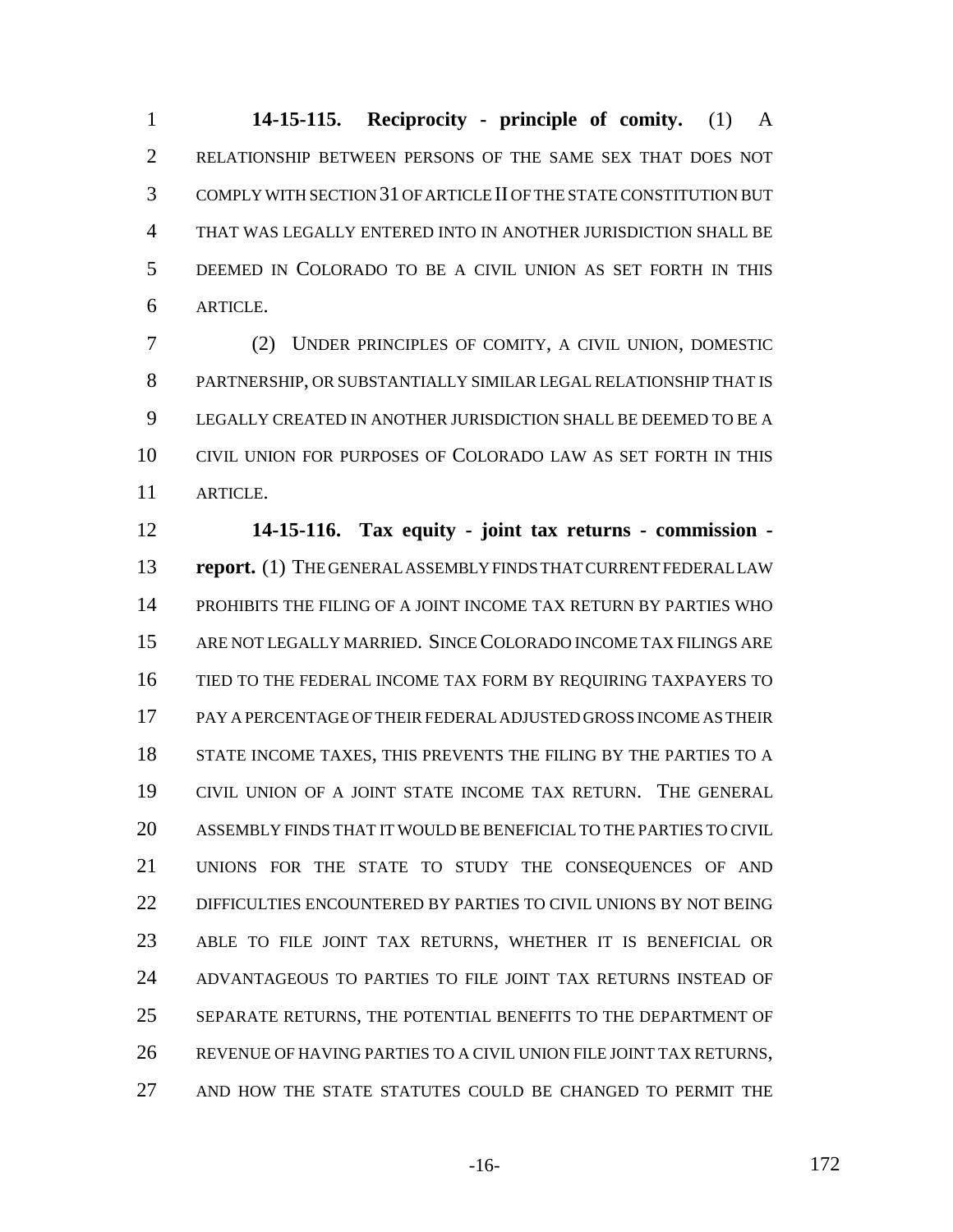**14-15-115. Reciprocity - principle of comity.** (1) A RELATIONSHIP BETWEEN PERSONS OF THE SAME SEX THAT DOES NOT COMPLY WITH SECTION 31 OF ARTICLE II OF THE STATE CONSTITUTION BUT THAT WAS LEGALLY ENTERED INTO IN ANOTHER JURISDICTION SHALL BE DEEMED IN COLORADO TO BE A CIVIL UNION AS SET FORTH IN THIS ARTICLE.

(2) UNDER PRINCIPLES OF COMITY, A CIVIL UNION, DOMESTIC PARTNERSHIP, OR SUBSTANTIALLY SIMILAR LEGAL RELATIONSHIP THAT IS LEGALLY CREATED IN ANOTHER JURISDICTION SHALL BE DEEMED TO BE A CIVIL UNION FOR PURPOSES OF COLORADO LAW AS SET FORTH IN THIS ARTICLE.

**14-15-116. Tax equity - joint tax returns - commission - report.** (1) THE GENERAL ASSEMBLY FINDS THAT CURRENT FEDERAL LAW PROHIBITS THE FILING OF A JOINT INCOME TAX RETURN BY PARTIES WHO ARE NOT LEGALLY MARRIED. SINCE COLORADO INCOME TAX FILINGS ARE TIED TO THE FEDERAL INCOME TAX FORM BY REQUIRING TAXPAYERS TO PAY A PERCENTAGE OF THEIR FEDERAL ADJUSTED GROSS INCOME AS THEIR STATE INCOME TAXES, THIS PREVENTS THE FILING BY THE PARTIES TO A CIVIL UNION OF A JOINT STATE INCOME TAX RETURN. THE GENERAL ASSEMBLY FINDS THAT IT WOULD BE BENEFICIAL TO THE PARTIES TO CIVIL UNIONS FOR THE STATE TO STUDY THE CONSEQUENCES OF AND DIFFICULTIES ENCOUNTERED BY PARTIES TO CIVIL UNIONS BY NOT BEING ABLE TO FILE JOINT TAX RETURNS, WHETHER IT IS BENEFICIAL OR ADVANTAGEOUS TO PARTIES TO FILE JOINT TAX RETURNS INSTEAD OF SEPARATE RETURNS, THE POTENTIAL BENEFITS TO THE DEPARTMENT OF REVENUE OF HAVING PARTIES TO A CIVIL UNION FILE JOINT TAX RETURNS, AND HOW THE STATE STATUTES COULD BE CHANGED TO PERMIT THE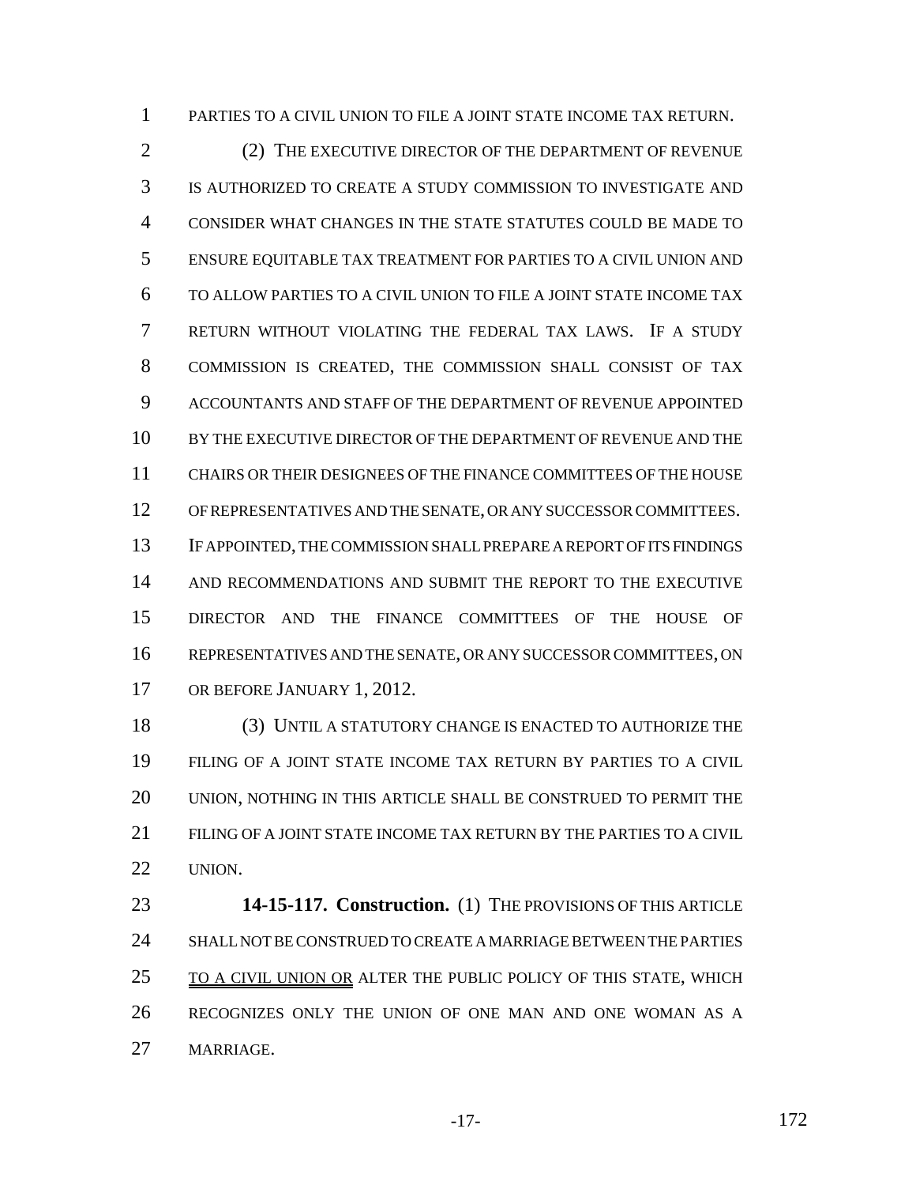PARTIES TO A CIVIL UNION TO FILE A JOINT STATE INCOME TAX RETURN.

(2) THE EXECUTIVE DIRECTOR OF THE DEPARTMENT OF REVENUE IS AUTHORIZED TO CREATE A STUDY COMMISSION TO INVESTIGATE AND CONSIDER WHAT CHANGES IN THE STATE STATUTES COULD BE MADE TO ENSURE EQUITABLE TAX TREATMENT FOR PARTIES TO A CIVIL UNION AND TO ALLOW PARTIES TO A CIVIL UNION TO FILE A JOINT STATE INCOME TAX RETURN WITHOUT VIOLATING THE FEDERAL TAX LAWS. IF A STUDY COMMISSION IS CREATED, THE COMMISSION SHALL CONSIST OF TAX ACCOUNTANTS AND STAFF OF THE DEPARTMENT OF REVENUE APPOINTED BY THE EXECUTIVE DIRECTOR OF THE DEPARTMENT OF REVENUE AND THE CHAIRS OR THEIR DESIGNEES OF THE FINANCE COMMITTEES OF THE HOUSE OF REPRESENTATIVES AND THE SENATE, OR ANY SUCCESSOR COMMITTEES. IF APPOINTED, THE COMMISSION SHALL PREPARE A REPORT OF ITS FINDINGS AND RECOMMENDATIONS AND SUBMIT THE REPORT TO THE EXECUTIVE DIRECTOR AND THE FINANCE COMMITTEES OF THE HOUSE OF REPRESENTATIVES AND THE SENATE, OR ANY SUCCESSOR COMMITTEES, ON OR BEFORE JANUARY 1, 2012.

(3) UNTIL A STATUTORY CHANGE IS ENACTED TO AUTHORIZE THE FILING OF A JOINT STATE INCOME TAX RETURN BY PARTIES TO A CIVIL UNION, NOTHING IN THIS ARTICLE SHALL BE CONSTRUED TO PERMIT THE FILING OF A JOINT STATE INCOME TAX RETURN BY THE PARTIES TO A CIVIL UNION.

**14-15-117. Construction.** (1) THE PROVISIONS OF THIS ARTICLE SHALL NOT BE CONSTRUED TO CREATE A MARRIAGE BETWEEN THE PARTIES TO A CIVIL UNION OR ALTER THE PUBLIC POLICY OF THIS STATE, WHICH RECOGNIZES ONLY THE UNION OF ONE MAN AND ONE WOMAN AS A MARRIAGE.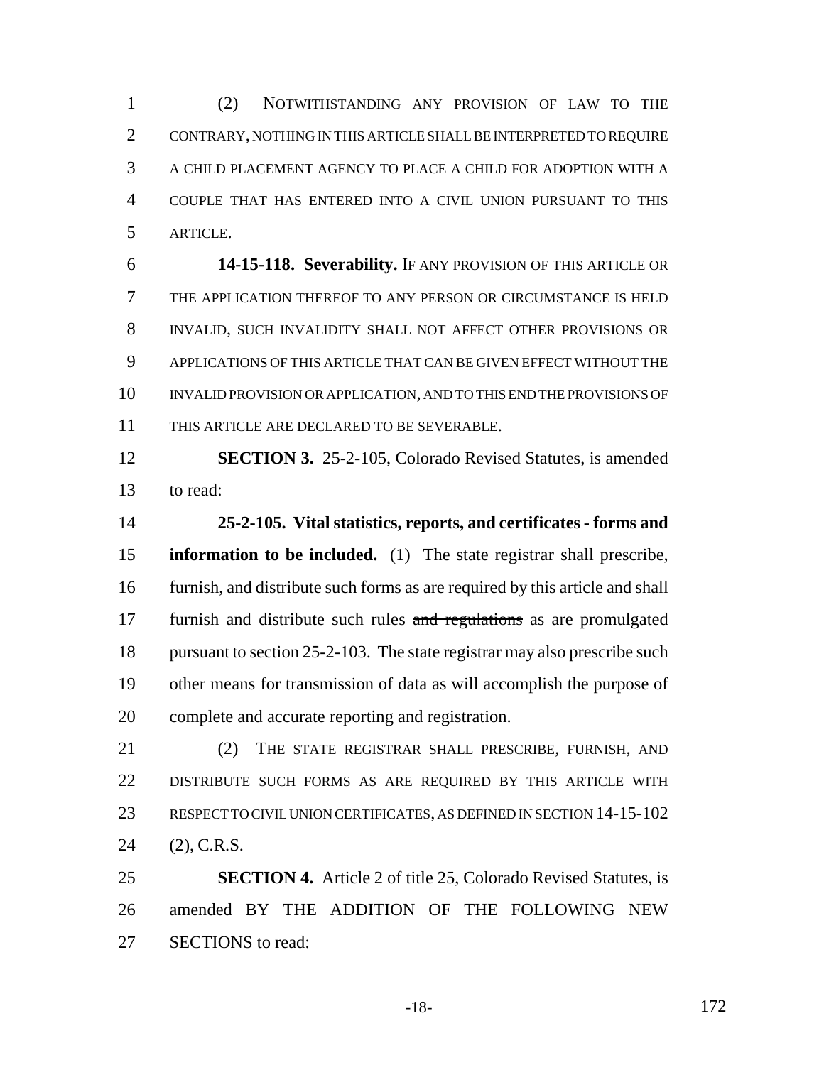(2) NOTWITHSTANDING ANY PROVISION OF LAW TO THE CONTRARY, NOTHING IN THIS ARTICLE SHALL BE INTERPRETED TO REQUIRE A CHILD PLACEMENT AGENCY TO PLACE A CHILD FOR ADOPTION WITH A COUPLE THAT HAS ENTERED INTO A CIVIL UNION PURSUANT TO THIS ARTICLE.

**14-15-118. Severability.** IF ANY PROVISION OF THIS ARTICLE OR THE APPLICATION THEREOF TO ANY PERSON OR CIRCUMSTANCE IS HELD INVALID, SUCH INVALIDITY SHALL NOT AFFECT OTHER PROVISIONS OR APPLICATIONS OF THIS ARTICLE THAT CAN BE GIVEN EFFECT WITHOUT THE INVALID PROVISION OR APPLICATION, AND TO THIS END THE PROVISIONS OF THIS ARTICLE ARE DECLARED TO BE SEVERABLE.

**SECTION 3.** 25-2-105, Colorado Revised Statutes, is amended to read:

**25-2-105. Vital statistics, reports, and certificates - forms and information to be included.** (1) The state registrar shall prescribe, furnish, and distribute such forms as are required by this article and shall furnish and distribute such rules ~~and regulations~~ as are promulgated pursuant to section 25-2-103. The state registrar may also prescribe such other means for transmission of data as will accomplish the purpose of complete and accurate reporting and registration.

(2) THE STATE REGISTRAR SHALL PRESCRIBE, FURNISH, AND DISTRIBUTE SUCH FORMS AS ARE REQUIRED BY THIS ARTICLE WITH RESPECT TO CIVIL UNION CERTIFICATES, AS DEFINED IN SECTION 14-15-102 (2), C.R.S.

**SECTION 4.** Article 2 of title 25, Colorado Revised Statutes, is amended BY THE ADDITION OF THE FOLLOWING NEW SECTIONS to read: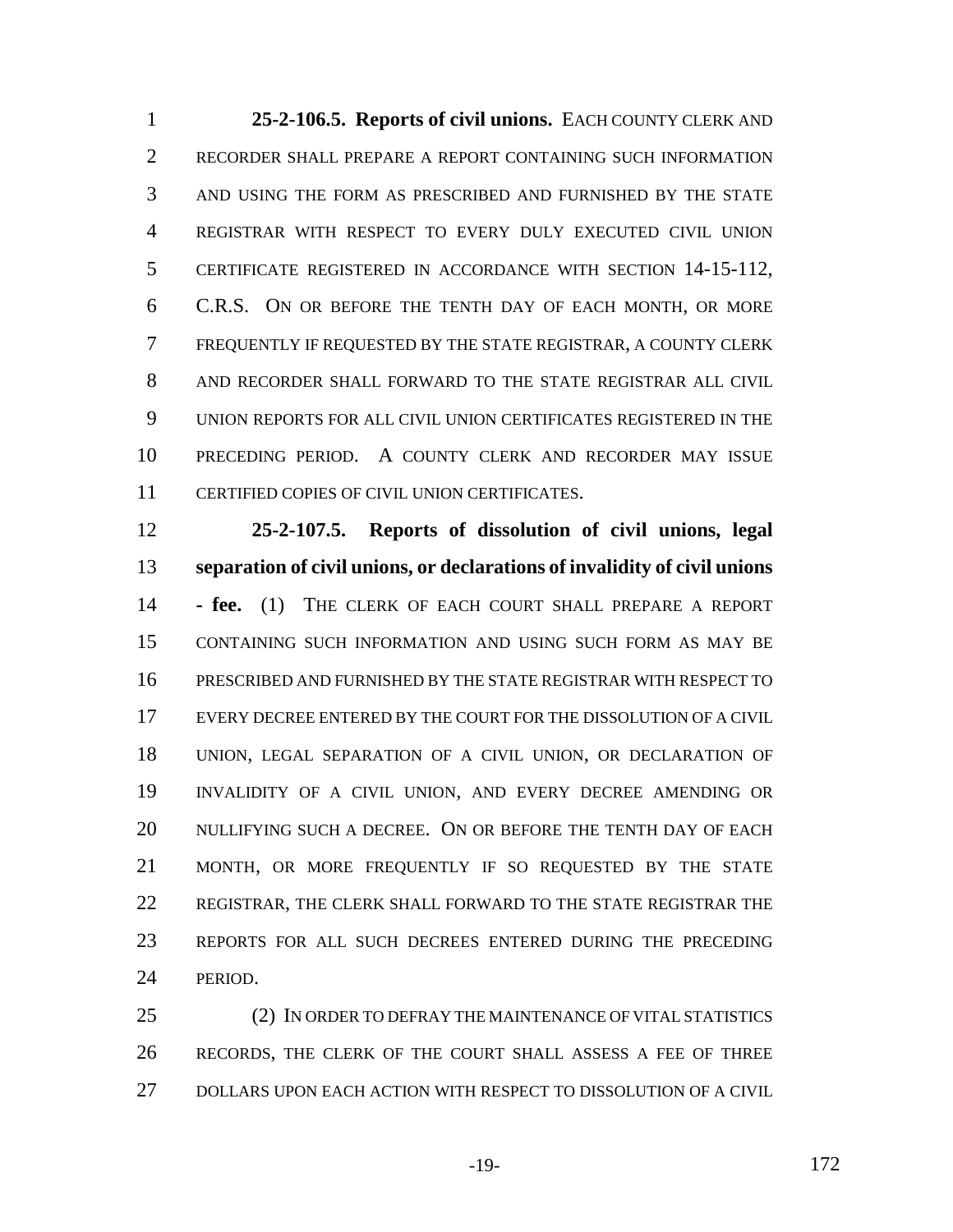**25-2-106.5. Reports of civil unions.** EACH COUNTY CLERK AND RECORDER SHALL PREPARE A REPORT CONTAINING SUCH INFORMATION AND USING THE FORM AS PRESCRIBED AND FURNISHED BY THE STATE REGISTRAR WITH RESPECT TO EVERY DULY EXECUTED CIVIL UNION CERTIFICATE REGISTERED IN ACCORDANCE WITH SECTION 14-15-112, C.R.S. ON OR BEFORE THE TENTH DAY OF EACH MONTH, OR MORE FREQUENTLY IF REQUESTED BY THE STATE REGISTRAR, A COUNTY CLERK AND RECORDER SHALL FORWARD TO THE STATE REGISTRAR ALL CIVIL UNION REPORTS FOR ALL CIVIL UNION CERTIFICATES REGISTERED IN THE PRECEDING PERIOD. A COUNTY CLERK AND RECORDER MAY ISSUE CERTIFIED COPIES OF CIVIL UNION CERTIFICATES.

**25-2-107.5. Reports of dissolution of civil unions, legal separation of civil unions, or declarations of invalidity of civil unions - fee.** (1) THE CLERK OF EACH COURT SHALL PREPARE A REPORT CONTAINING SUCH INFORMATION AND USING SUCH FORM AS MAY BE PRESCRIBED AND FURNISHED BY THE STATE REGISTRAR WITH RESPECT TO EVERY DECREE ENTERED BY THE COURT FOR THE DISSOLUTION OF A CIVIL UNION, LEGAL SEPARATION OF A CIVIL UNION, OR DECLARATION OF INVALIDITY OF A CIVIL UNION, AND EVERY DECREE AMENDING OR NULLIFYING SUCH A DECREE. ON OR BEFORE THE TENTH DAY OF EACH MONTH, OR MORE FREQUENTLY IF SO REQUESTED BY THE STATE REGISTRAR, THE CLERK SHALL FORWARD TO THE STATE REGISTRAR THE REPORTS FOR ALL SUCH DECREES ENTERED DURING THE PRECEDING PERIOD.

(2) IN ORDER TO DEFRAY THE MAINTENANCE OF VITAL STATISTICS RECORDS, THE CLERK OF THE COURT SHALL ASSESS A FEE OF THREE DOLLARS UPON EACH ACTION WITH RESPECT TO DISSOLUTION OF A CIVIL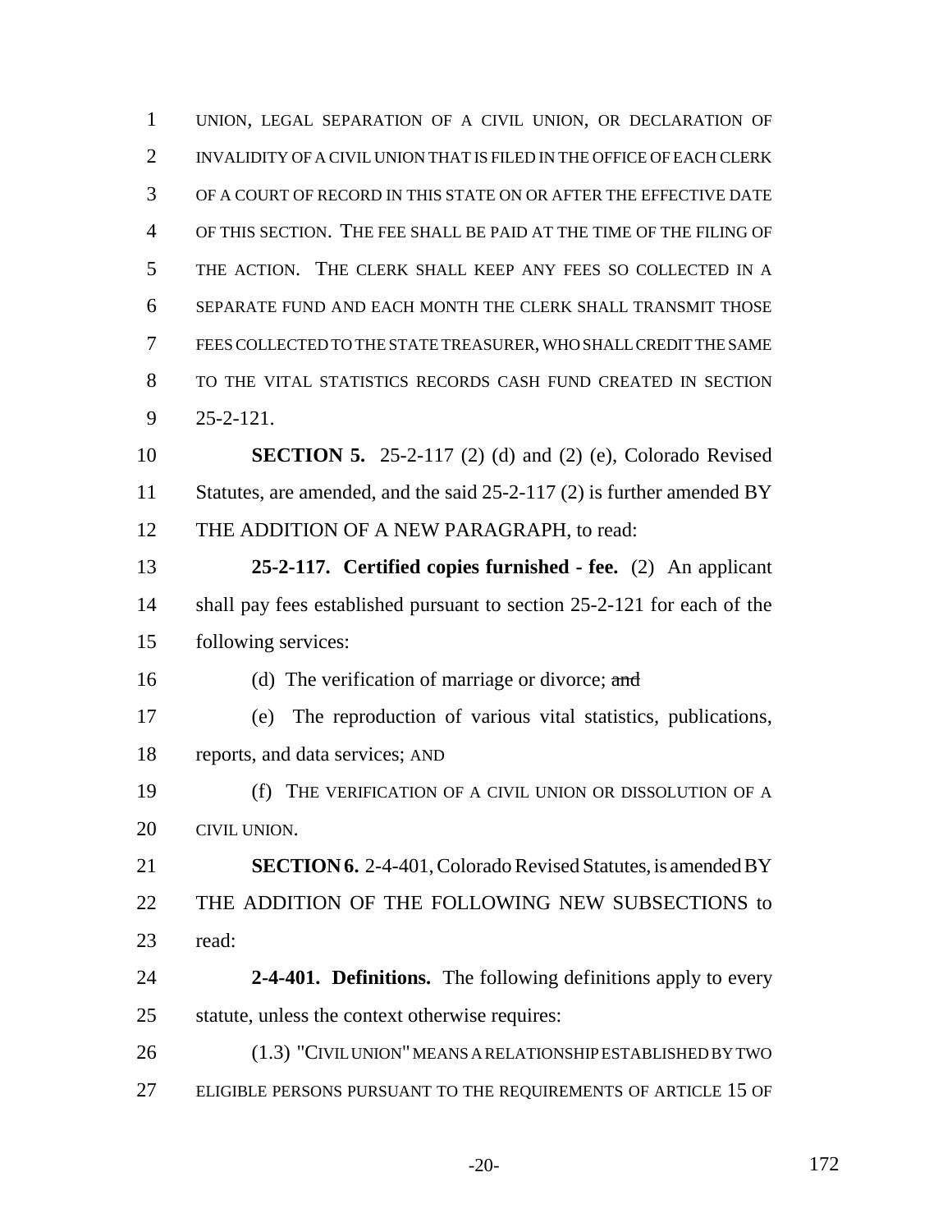UNION, LEGAL SEPARATION OF A CIVIL UNION, OR DECLARATION OF INVALIDITY OF A CIVIL UNION THAT IS FILED IN THE OFFICE OF EACH CLERK OF A COURT OF RECORD IN THIS STATE ON OR AFTER THE EFFECTIVE DATE OF THIS SECTION. THE FEE SHALL BE PAID AT THE TIME OF THE FILING OF THE ACTION. THE CLERK SHALL KEEP ANY FEES SO COLLECTED IN A SEPARATE FUND AND EACH MONTH THE CLERK SHALL TRANSMIT THOSE FEES COLLECTED TO THE STATE TREASURER, WHO SHALL CREDIT THE SAME TO THE VITAL STATISTICS RECORDS CASH FUND CREATED IN SECTION 25-2-121.

**SECTION 5.** 25-2-117 (2) (d) and (2) (e), Colorado Revised Statutes, are amended, and the said 25-2-117 (2) is further amended BY THE ADDITION OF A NEW PARAGRAPH, to read:

**25-2-117. Certified copies furnished - fee.** (2) An applicant shall pay fees established pursuant to section 25-2-121 for each of the following services:

(d) The verification of marriage or divorce; ~~and~~

(e) The reproduction of various vital statistics, publications, reports, and data services; AND

(f) THE VERIFICATION OF A CIVIL UNION OR DISSOLUTION OF A CIVIL UNION.

**SECTION 6.** 2-4-401, Colorado Revised Statutes, is amended BY THE ADDITION OF THE FOLLOWING NEW SUBSECTIONS to read:

**2-4-401. Definitions.** The following definitions apply to every statute, unless the context otherwise requires:

(1.3) "CIVIL UNION" MEANS A RELATIONSHIP ESTABLISHED BY TWO ELIGIBLE PERSONS PURSUANT TO THE REQUIREMENTS OF ARTICLE 15 OF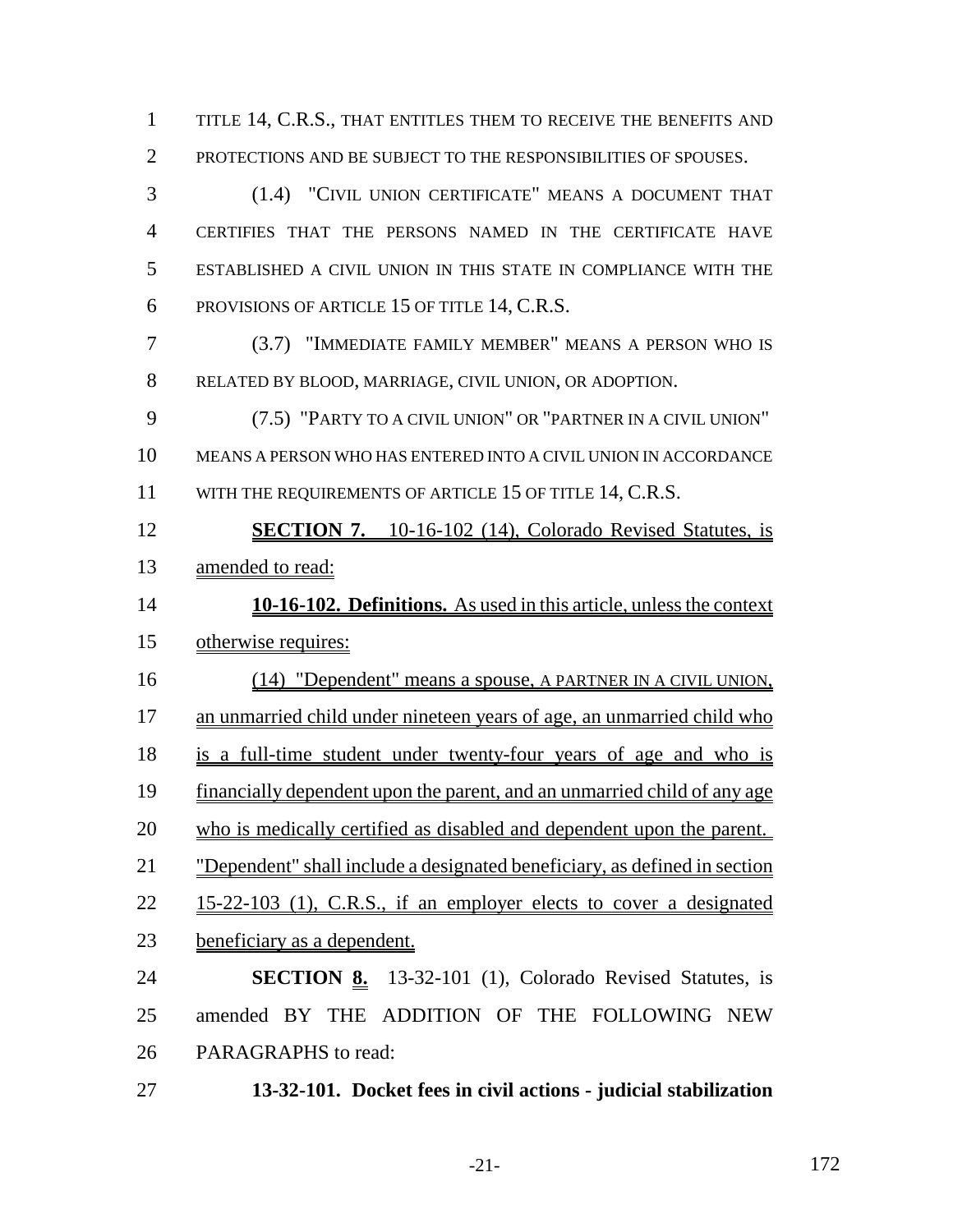TITLE 14, C.R.S., THAT ENTITLES THEM TO RECEIVE THE BENEFITS AND PROTECTIONS AND BE SUBJECT TO THE RESPONSIBILITIES OF SPOUSES.

(1.4) "CIVIL UNION CERTIFICATE" MEANS A DOCUMENT THAT CERTIFIES THAT THE PERSONS NAMED IN THE CERTIFICATE HAVE ESTABLISHED A CIVIL UNION IN THIS STATE IN COMPLIANCE WITH THE PROVISIONS OF ARTICLE 15 OF TITLE 14, C.R.S.

(3.7) "IMMEDIATE FAMILY MEMBER" MEANS A PERSON WHO IS RELATED BY BLOOD, MARRIAGE, CIVIL UNION, OR ADOPTION.

(7.5) "PARTY TO A CIVIL UNION" OR "PARTNER IN A CIVIL UNION" MEANS A PERSON WHO HAS ENTERED INTO A CIVIL UNION IN ACCORDANCE WITH THE REQUIREMENTS OF ARTICLE 15 OF TITLE 14, C.R.S.

**SECTION 7.** 10-16-102 (14), Colorado Revised Statutes, is amended to read:

**10-16-102. Definitions.** As used in this article, unless the context otherwise requires:

(14) "Dependent" means a spouse, A PARTNER IN A CIVIL UNION, an unmarried child under nineteen years of age, an unmarried child who is a full-time student under twenty-four years of age and who is financially dependent upon the parent, and an unmarried child of any age who is medically certified as disabled and dependent upon the parent. "Dependent" shall include a designated beneficiary, as defined in section 15-22-103 (1), C.R.S., if an employer elects to cover a designated beneficiary as a dependent.

**SECTION 8.** 13-32-101 (1), Colorado Revised Statutes, is amended BY THE ADDITION OF THE FOLLOWING NEW PARAGRAPHS to read:

**13-32-101. Docket fees in civil actions - judicial stabilization**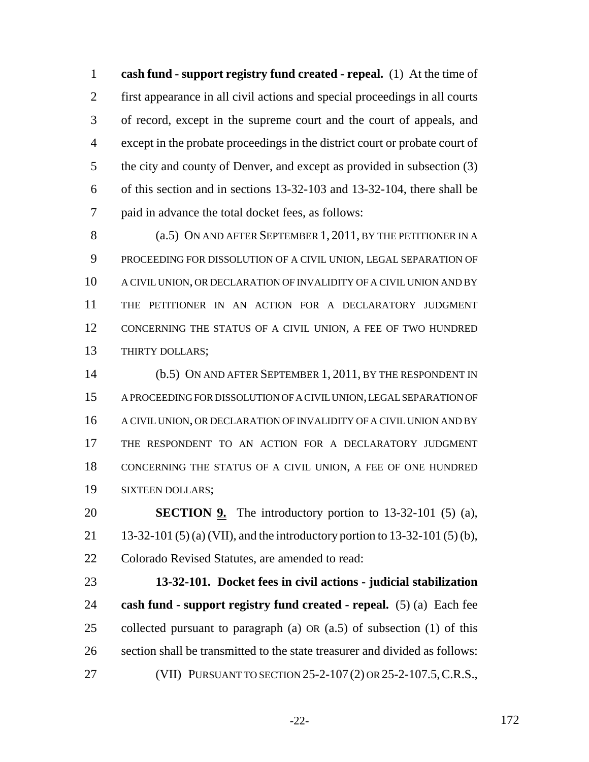**cash fund - support registry fund created - repeal.** (1) At the time of first appearance in all civil actions and special proceedings in all courts of record, except in the supreme court and the court of appeals, and except in the probate proceedings in the district court or probate court of the city and county of Denver, and except as provided in subsection (3) of this section and in sections 13-32-103 and 13-32-104, there shall be paid in advance the total docket fees, as follows:

(a.5) ON AND AFTER SEPTEMBER 1, 2011, BY THE PETITIONER IN A PROCEEDING FOR DISSOLUTION OF A CIVIL UNION, LEGAL SEPARATION OF A CIVIL UNION, OR DECLARATION OF INVALIDITY OF A CIVIL UNION AND BY THE PETITIONER IN AN ACTION FOR A DECLARATORY JUDGMENT CONCERNING THE STATUS OF A CIVIL UNION, A FEE OF TWO HUNDRED THIRTY DOLLARS;

(b.5) ON AND AFTER SEPTEMBER 1, 2011, BY THE RESPONDENT IN A PROCEEDING FOR DISSOLUTION OF A CIVIL UNION, LEGAL SEPARATION OF A CIVIL UNION, OR DECLARATION OF INVALIDITY OF A CIVIL UNION AND BY THE RESPONDENT TO AN ACTION FOR A DECLARATORY JUDGMENT CONCERNING THE STATUS OF A CIVIL UNION, A FEE OF ONE HUNDRED SIXTEEN DOLLARS;

**SECTION 9.** The introductory portion to 13-32-101 (5) (a), 13-32-101 (5) (a) (VII), and the introductory portion to 13-32-101 (5) (b), Colorado Revised Statutes, are amended to read:

**13-32-101. Docket fees in civil actions - judicial stabilization cash fund - support registry fund created - repeal.** (5) (a) Each fee collected pursuant to paragraph (a) OR (a.5) of subsection (1) of this section shall be transmitted to the state treasurer and divided as follows:

(VII) PURSUANT TO SECTION 25-2-107 (2) OR 25-2-107.5, C.R.S.,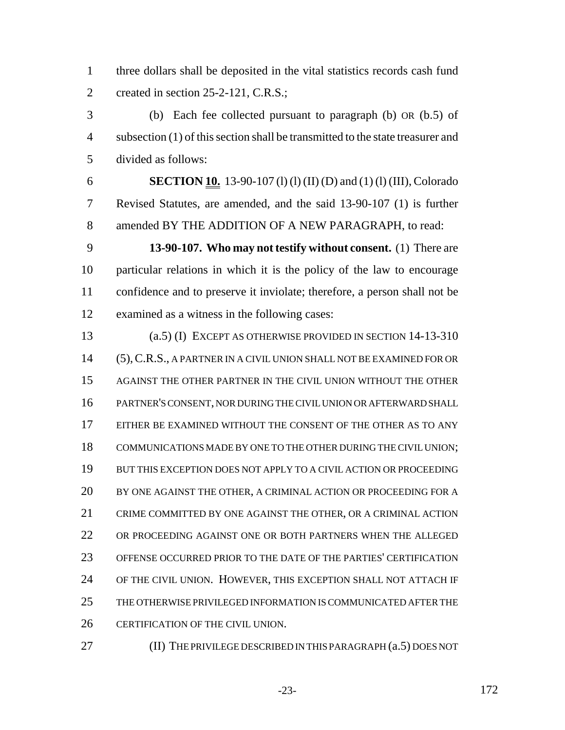three dollars shall be deposited in the vital statistics records cash fund created in section 25-2-121, C.R.S.;

(b) Each fee collected pursuant to paragraph (b) OR (b.5) of subsection (1) of this section shall be transmitted to the state treasurer and divided as follows:

**SECTION 10.** 13-90-107 (l) (l) (II) (D) and (1) (l) (III), Colorado Revised Statutes, are amended, and the said 13-90-107 (1) is further amended BY THE ADDITION OF A NEW PARAGRAPH, to read:

**13-90-107. Who may not testify without consent.** (1) There are particular relations in which it is the policy of the law to encourage confidence and to preserve it inviolate; therefore, a person shall not be examined as a witness in the following cases:

(a.5) (I) EXCEPT AS OTHERWISE PROVIDED IN SECTION 14-13-310 (5), C.R.S., A PARTNER IN A CIVIL UNION SHALL NOT BE EXAMINED FOR OR AGAINST THE OTHER PARTNER IN THE CIVIL UNION WITHOUT THE OTHER PARTNER'S CONSENT, NOR DURING THE CIVIL UNION OR AFTERWARD SHALL EITHER BE EXAMINED WITHOUT THE CONSENT OF THE OTHER AS TO ANY COMMUNICATIONS MADE BY ONE TO THE OTHER DURING THE CIVIL UNION; BUT THIS EXCEPTION DOES NOT APPLY TO A CIVIL ACTION OR PROCEEDING BY ONE AGAINST THE OTHER, A CRIMINAL ACTION OR PROCEEDING FOR A CRIME COMMITTED BY ONE AGAINST THE OTHER, OR A CRIMINAL ACTION OR PROCEEDING AGAINST ONE OR BOTH PARTNERS WHEN THE ALLEGED OFFENSE OCCURRED PRIOR TO THE DATE OF THE PARTIES' CERTIFICATION OF THE CIVIL UNION. HOWEVER, THIS EXCEPTION SHALL NOT ATTACH IF THE OTHERWISE PRIVILEGED INFORMATION IS COMMUNICATED AFTER THE CERTIFICATION OF THE CIVIL UNION.

(II) THE PRIVILEGE DESCRIBED IN THIS PARAGRAPH (a.5) DOES NOT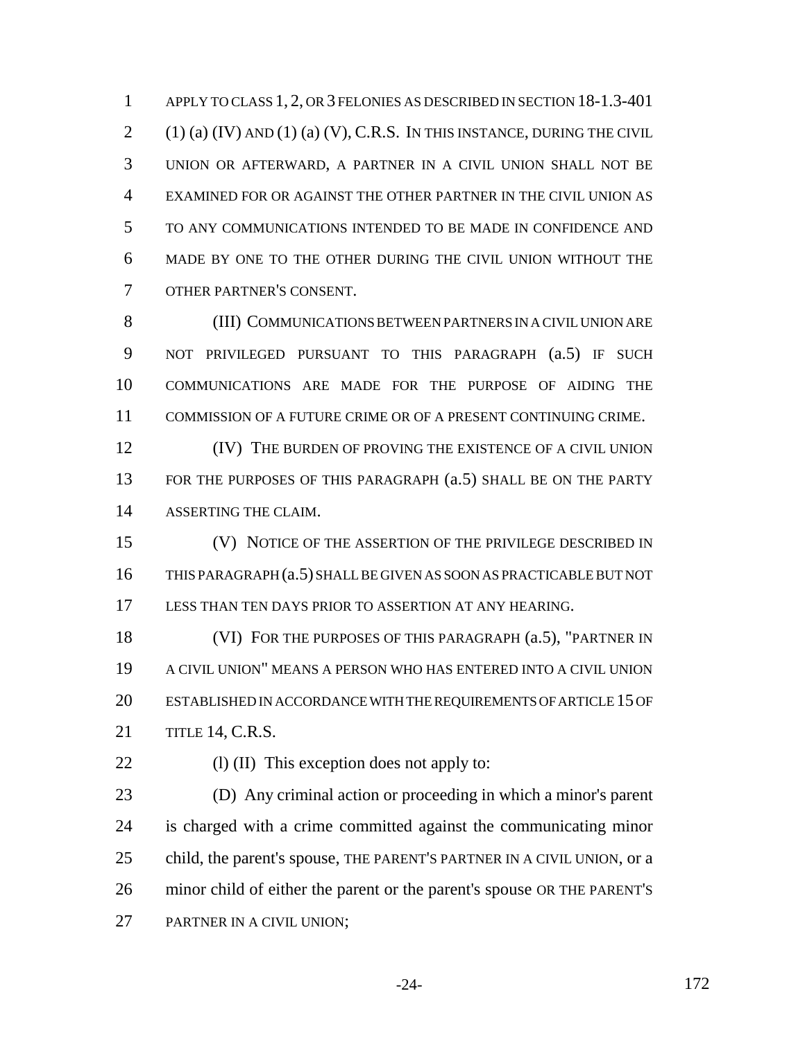APPLY TO CLASS 1, 2, OR 3 FELONIES AS DESCRIBED IN SECTION 18-1.3-401 (1) (a) (IV) AND (1) (a) (V), C.R.S. IN THIS INSTANCE, DURING THE CIVIL UNION OR AFTERWARD, A PARTNER IN A CIVIL UNION SHALL NOT BE EXAMINED FOR OR AGAINST THE OTHER PARTNER IN THE CIVIL UNION AS TO ANY COMMUNICATIONS INTENDED TO BE MADE IN CONFIDENCE AND MADE BY ONE TO THE OTHER DURING THE CIVIL UNION WITHOUT THE OTHER PARTNER'S CONSENT.

(III) COMMUNICATIONS BETWEEN PARTNERS IN A CIVIL UNION ARE NOT PRIVILEGED PURSUANT TO THIS PARAGRAPH (a.5) IF SUCH COMMUNICATIONS ARE MADE FOR THE PURPOSE OF AIDING THE COMMISSION OF A FUTURE CRIME OR OF A PRESENT CONTINUING CRIME.

(IV) THE BURDEN OF PROVING THE EXISTENCE OF A CIVIL UNION FOR THE PURPOSES OF THIS PARAGRAPH (a.5) SHALL BE ON THE PARTY ASSERTING THE CLAIM.

(V) NOTICE OF THE ASSERTION OF THE PRIVILEGE DESCRIBED IN THIS PARAGRAPH (a.5) SHALL BE GIVEN AS SOON AS PRACTICABLE BUT NOT LESS THAN TEN DAYS PRIOR TO ASSERTION AT ANY HEARING.

(VI) FOR THE PURPOSES OF THIS PARAGRAPH (a.5), "PARTNER IN A CIVIL UNION" MEANS A PERSON WHO HAS ENTERED INTO A CIVIL UNION ESTABLISHED IN ACCORDANCE WITH THE REQUIREMENTS OF ARTICLE 15 OF TITLE 14, C.R.S.

(l) (II) This exception does not apply to:

(D) Any criminal action or proceeding in which a minor's parent is charged with a crime committed against the communicating minor child, the parent's spouse, THE PARENT'S PARTNER IN A CIVIL UNION, or a minor child of either the parent or the parent's spouse OR THE PARENT'S PARTNER IN A CIVIL UNION;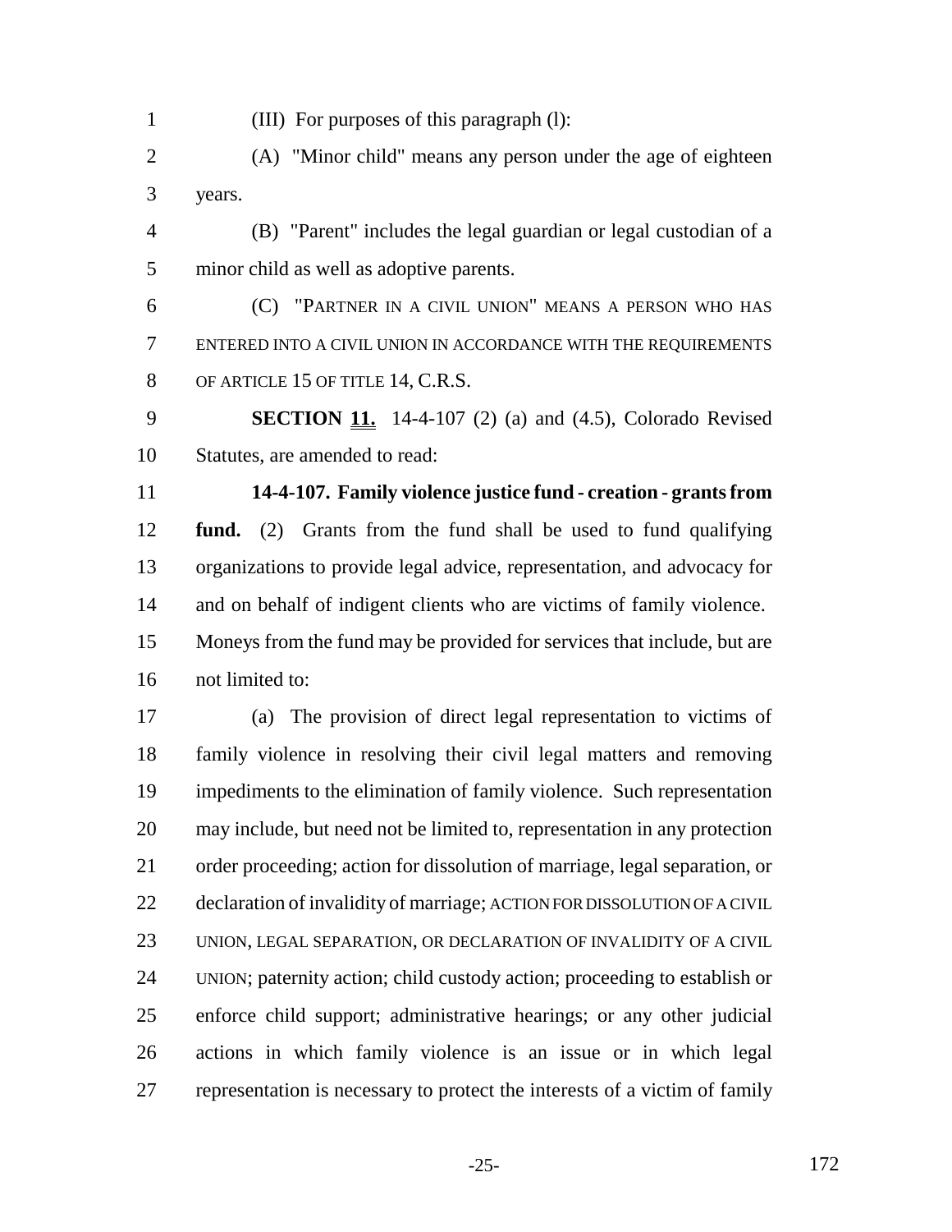(III) For purposes of this paragraph (l):

(A) "Minor child" means any person under the age of eighteen years.

(B) "Parent" includes the legal guardian or legal custodian of a minor child as well as adoptive parents.

(C) "PARTNER IN A CIVIL UNION" MEANS A PERSON WHO HAS ENTERED INTO A CIVIL UNION IN ACCORDANCE WITH THE REQUIREMENTS OF ARTICLE 15 OF TITLE 14, C.R.S.

**SECTION 11.** 14-4-107 (2) (a) and (4.5), Colorado Revised Statutes, are amended to read:

**14-4-107. Family violence justice fund - creation - grants from fund.** (2) Grants from the fund shall be used to fund qualifying organizations to provide legal advice, representation, and advocacy for and on behalf of indigent clients who are victims of family violence. Moneys from the fund may be provided for services that include, but are not limited to:

(a) The provision of direct legal representation to victims of family violence in resolving their civil legal matters and removing impediments to the elimination of family violence. Such representation may include, but need not be limited to, representation in any protection order proceeding; action for dissolution of marriage, legal separation, or declaration of invalidity of marriage; ACTION FOR DISSOLUTION OF A CIVIL UNION, LEGAL SEPARATION, OR DECLARATION OF INVALIDITY OF A CIVIL UNION; paternity action; child custody action; proceeding to establish or enforce child support; administrative hearings; or any other judicial actions in which family violence is an issue or in which legal representation is necessary to protect the interests of a victim of family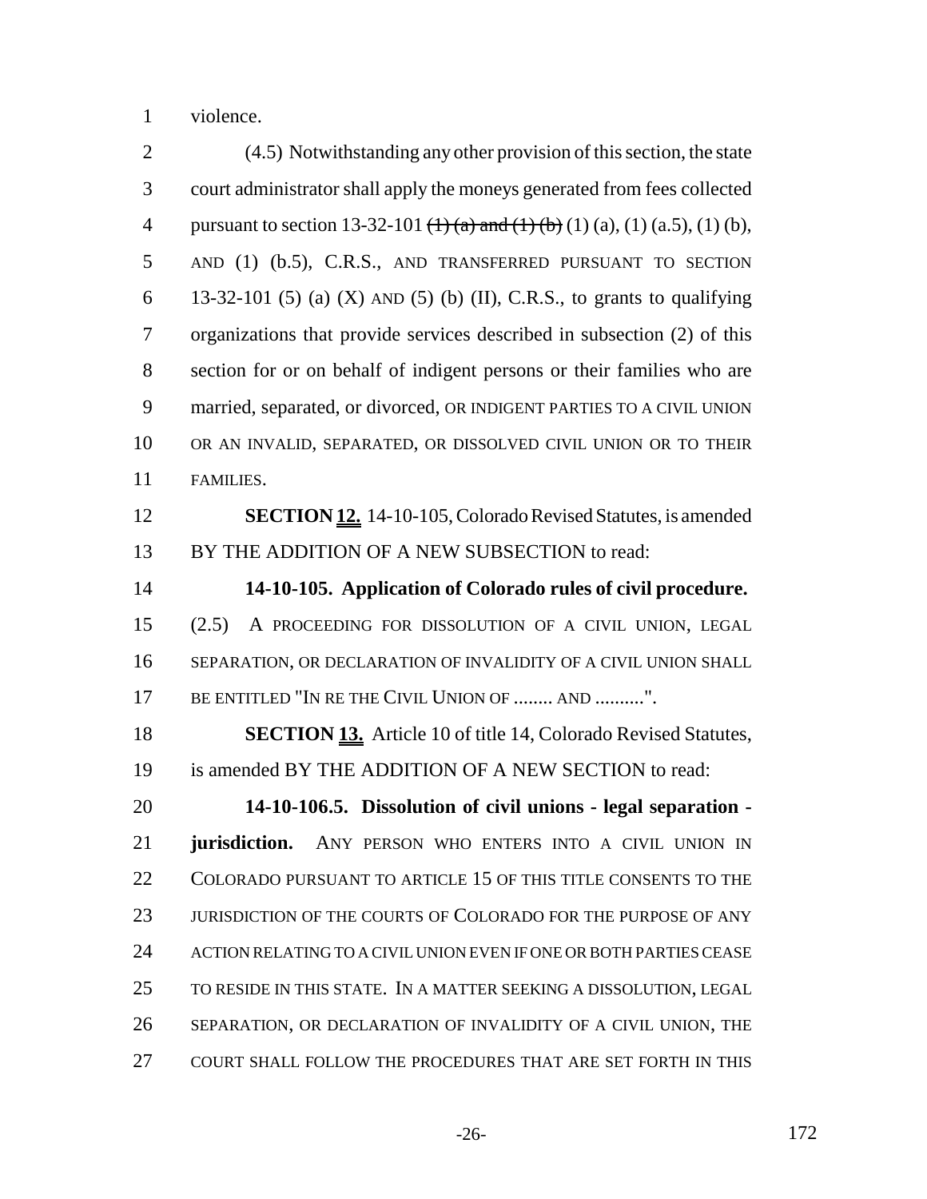violence.

(4.5) Notwithstanding any other provision of this section, the state court administrator shall apply the moneys generated from fees collected pursuant to section 13-32-101 ~~(1) (a) and (1) (b)~~ (1) (a), (1) (a.5), (1) (b), AND (1) (b.5), C.R.S., AND TRANSFERRED PURSUANT TO SECTION 13-32-101 (5) (a) (X) AND (5) (b) (II), C.R.S., to grants to qualifying organizations that provide services described in subsection (2) of this section for or on behalf of indigent persons or their families who are married, separated, or divorced, OR INDIGENT PARTIES TO A CIVIL UNION OR AN INVALID, SEPARATED, OR DISSOLVED CIVIL UNION OR TO THEIR FAMILIES.

**SECTION 12.** 14-10-105, Colorado Revised Statutes, is amended BY THE ADDITION OF A NEW SUBSECTION to read:

**14-10-105. Application of Colorado rules of civil procedure.** (2.5) A PROCEEDING FOR DISSOLUTION OF A CIVIL UNION, LEGAL SEPARATION, OR DECLARATION OF INVALIDITY OF A CIVIL UNION SHALL BE ENTITLED "IN RE THE CIVIL UNION OF ........ AND ..........".

**SECTION 13.** Article 10 of title 14, Colorado Revised Statutes, is amended BY THE ADDITION OF A NEW SECTION to read:

**14-10-106.5. Dissolution of civil unions - legal separation - jurisdiction.** ANY PERSON WHO ENTERS INTO A CIVIL UNION IN COLORADO PURSUANT TO ARTICLE 15 OF THIS TITLE CONSENTS TO THE JURISDICTION OF THE COURTS OF COLORADO FOR THE PURPOSE OF ANY ACTION RELATING TO A CIVIL UNION EVEN IF ONE OR BOTH PARTIES CEASE TO RESIDE IN THIS STATE. IN A MATTER SEEKING A DISSOLUTION, LEGAL SEPARATION, OR DECLARATION OF INVALIDITY OF A CIVIL UNION, THE COURT SHALL FOLLOW THE PROCEDURES THAT ARE SET FORTH IN THIS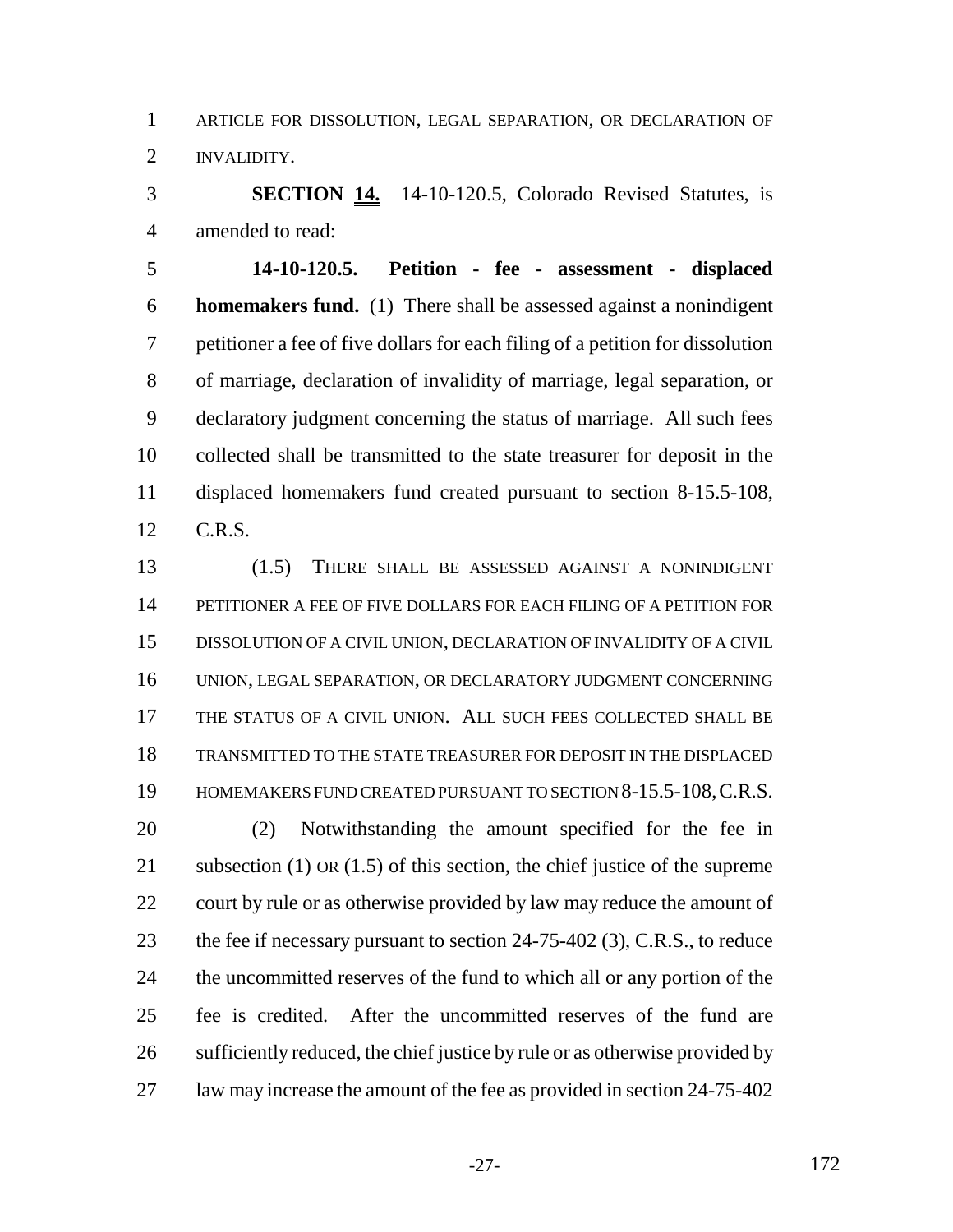ARTICLE FOR DISSOLUTION, LEGAL SEPARATION, OR DECLARATION OF INVALIDITY.

**SECTION 14.** 14-10-120.5, Colorado Revised Statutes, is amended to read:

**14-10-120.5. Petition - fee - assessment - displaced homemakers fund.** (1) There shall be assessed against a nonindigent petitioner a fee of five dollars for each filing of a petition for dissolution of marriage, declaration of invalidity of marriage, legal separation, or declaratory judgment concerning the status of marriage. All such fees collected shall be transmitted to the state treasurer for deposit in the displaced homemakers fund created pursuant to section 8-15.5-108, C.R.S.

(1.5) THERE SHALL BE ASSESSED AGAINST A NONINDIGENT PETITIONER A FEE OF FIVE DOLLARS FOR EACH FILING OF A PETITION FOR DISSOLUTION OF A CIVIL UNION, DECLARATION OF INVALIDITY OF A CIVIL UNION, LEGAL SEPARATION, OR DECLARATORY JUDGMENT CONCERNING THE STATUS OF A CIVIL UNION. ALL SUCH FEES COLLECTED SHALL BE TRANSMITTED TO THE STATE TREASURER FOR DEPOSIT IN THE DISPLACED HOMEMAKERS FUND CREATED PURSUANT TO SECTION 8-15.5-108, C.R.S.

(2) Notwithstanding the amount specified for the fee in subsection (1) OR (1.5) of this section, the chief justice of the supreme court by rule or as otherwise provided by law may reduce the amount of the fee if necessary pursuant to section 24-75-402 (3), C.R.S., to reduce the uncommitted reserves of the fund to which all or any portion of the fee is credited. After the uncommitted reserves of the fund are sufficiently reduced, the chief justice by rule or as otherwise provided by law may increase the amount of the fee as provided in section 24-75-402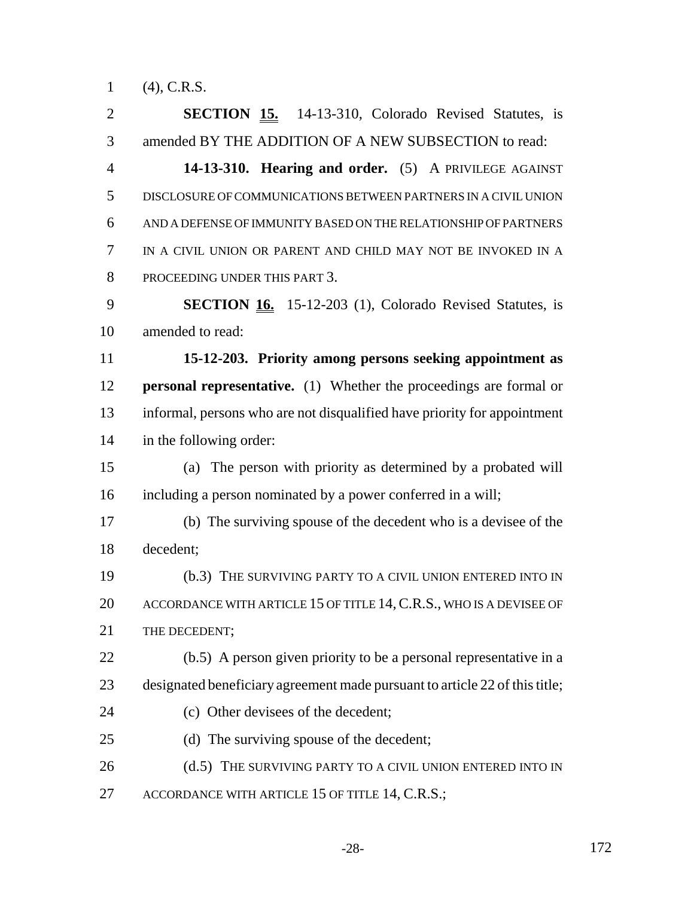(4), C.R.S.

**SECTION 15.** 14-13-310, Colorado Revised Statutes, is amended BY THE ADDITION OF A NEW SUBSECTION to read:

**14-13-310. Hearing and order.** (5) A PRIVILEGE AGAINST DISCLOSURE OF COMMUNICATIONS BETWEEN PARTNERS IN A CIVIL UNION AND A DEFENSE OF IMMUNITY BASED ON THE RELATIONSHIP OF PARTNERS IN A CIVIL UNION OR PARENT AND CHILD MAY NOT BE INVOKED IN A PROCEEDING UNDER THIS PART 3.

**SECTION 16.** 15-12-203 (1), Colorado Revised Statutes, is amended to read:

**15-12-203. Priority among persons seeking appointment as personal representative.** (1) Whether the proceedings are formal or informal, persons who are not disqualified have priority for appointment in the following order:

(a) The person with priority as determined by a probated will including a person nominated by a power conferred in a will;

(b) The surviving spouse of the decedent who is a devisee of the decedent;

(b.3) THE SURVIVING PARTY TO A CIVIL UNION ENTERED INTO IN ACCORDANCE WITH ARTICLE 15 OF TITLE 14, C.R.S., WHO IS A DEVISEE OF THE DECEDENT;

(b.5) A person given priority to be a personal representative in a designated beneficiary agreement made pursuant to article 22 of this title;

(c) Other devisees of the decedent;

(d) The surviving spouse of the decedent;

(d.5) THE SURVIVING PARTY TO A CIVIL UNION ENTERED INTO IN ACCORDANCE WITH ARTICLE 15 OF TITLE 14, C.R.S.;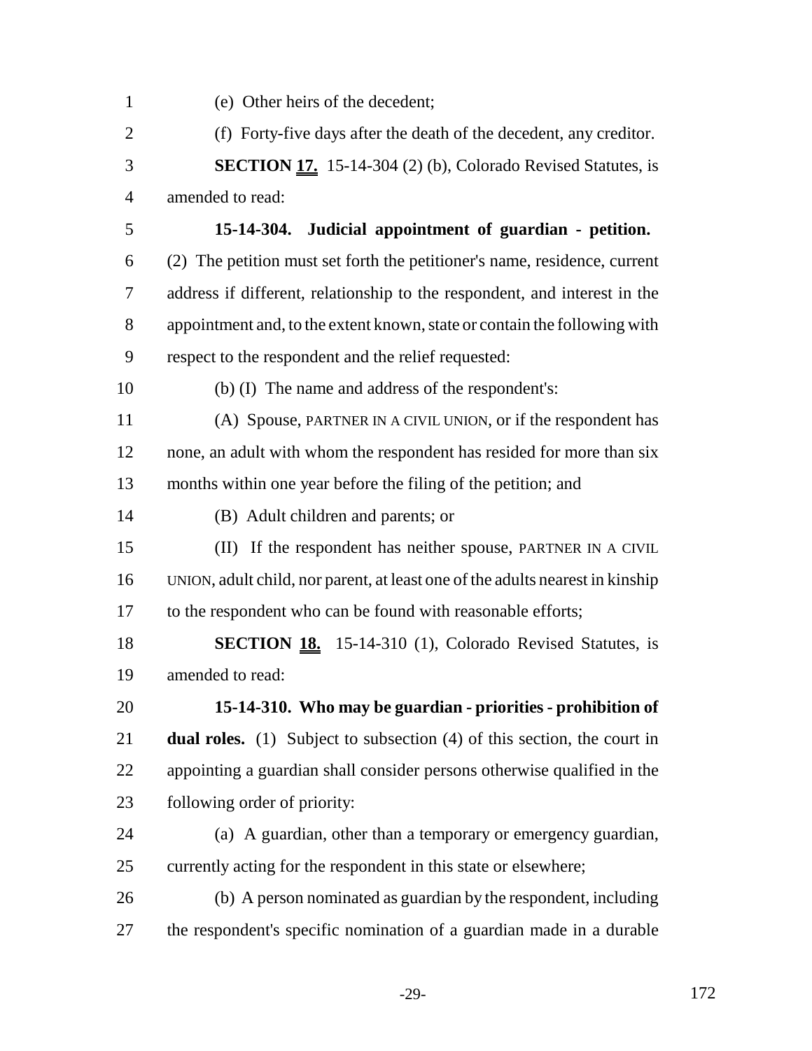(e) Other heirs of the decedent;

(f) Forty-five days after the death of the decedent, any creditor.

**SECTION 17.** 15-14-304 (2) (b), Colorado Revised Statutes, is amended to read:

**15-14-304. Judicial appointment of guardian - petition.** (2) The petition must set forth the petitioner's name, residence, current address if different, relationship to the respondent, and interest in the appointment and, to the extent known, state or contain the following with respect to the respondent and the relief requested:

(b) (I) The name and address of the respondent's:

(A) Spouse, PARTNER IN A CIVIL UNION, or if the respondent has none, an adult with whom the respondent has resided for more than six months within one year before the filing of the petition; and

(B) Adult children and parents; or

(II) If the respondent has neither spouse, PARTNER IN A CIVIL UNION, adult child, nor parent, at least one of the adults nearest in kinship to the respondent who can be found with reasonable efforts;

**SECTION 18.** 15-14-310 (1), Colorado Revised Statutes, is amended to read:

**15-14-310. Who may be guardian - priorities - prohibition of dual roles.** (1) Subject to subsection (4) of this section, the court in appointing a guardian shall consider persons otherwise qualified in the following order of priority:

(a) A guardian, other than a temporary or emergency guardian, currently acting for the respondent in this state or elsewhere;

(b) A person nominated as guardian by the respondent, including the respondent's specific nomination of a guardian made in a durable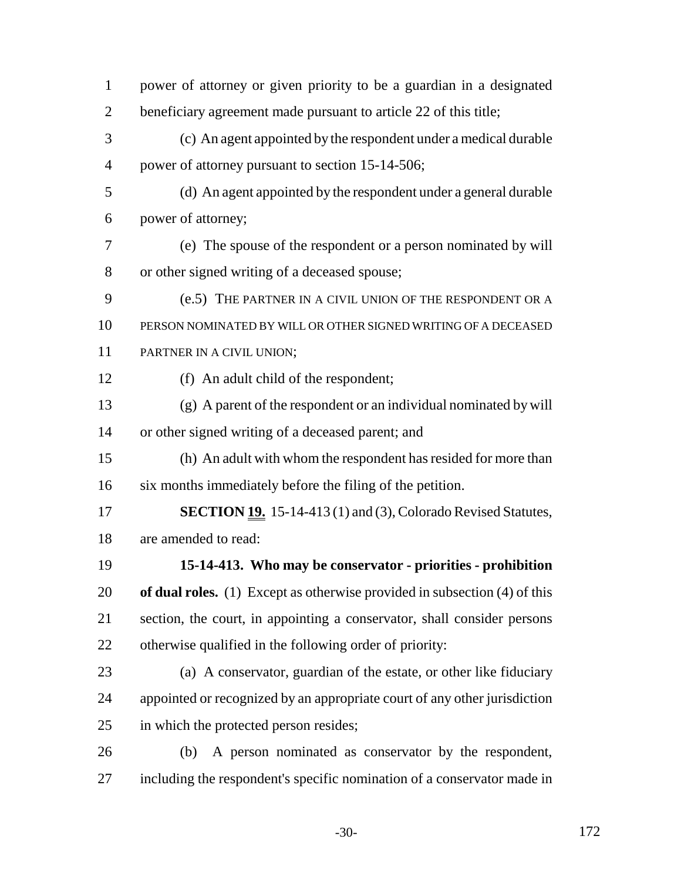power of attorney or given priority to be a guardian in a designated beneficiary agreement made pursuant to article 22 of this title;

(c) An agent appointed by the respondent under a medical durable power of attorney pursuant to section 15-14-506;

(d) An agent appointed by the respondent under a general durable power of attorney;

(e) The spouse of the respondent or a person nominated by will or other signed writing of a deceased spouse;

(e.5) THE PARTNER IN A CIVIL UNION OF THE RESPONDENT OR A PERSON NOMINATED BY WILL OR OTHER SIGNED WRITING OF A DECEASED PARTNER IN A CIVIL UNION;

(f) An adult child of the respondent;

(g) A parent of the respondent or an individual nominated by will or other signed writing of a deceased parent; and

(h) An adult with whom the respondent has resided for more than six months immediately before the filing of the petition.

**SECTION 19.** 15-14-413 (1) and (3), Colorado Revised Statutes, are amended to read:

**15-14-413. Who may be conservator - priorities - prohibition of dual roles.** (1) Except as otherwise provided in subsection (4) of this section, the court, in appointing a conservator, shall consider persons otherwise qualified in the following order of priority:

(a) A conservator, guardian of the estate, or other like fiduciary appointed or recognized by an appropriate court of any other jurisdiction in which the protected person resides;

(b) A person nominated as conservator by the respondent, including the respondent's specific nomination of a conservator made in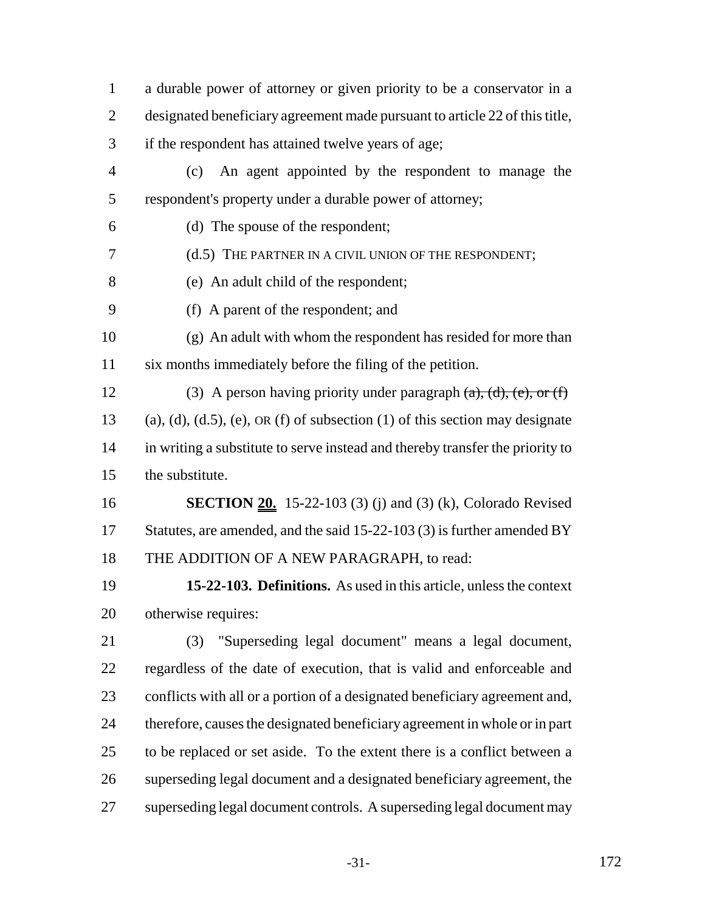a durable power of attorney or given priority to be a conservator in a designated beneficiary agreement made pursuant to article 22 of this title, if the respondent has attained twelve years of age;

(c) An agent appointed by the respondent to manage the respondent's property under a durable power of attorney;

(d) The spouse of the respondent;

(d.5) THE PARTNER IN A CIVIL UNION OF THE RESPONDENT;

(e) An adult child of the respondent;

(f) A parent of the respondent; and

(g) An adult with whom the respondent has resided for more than six months immediately before the filing of the petition.

(3) A person having priority under paragraph ~~(a), (d), (e), or (f)~~ (a), (d), (d.5), (e), OR (f) of subsection (1) of this section may designate in writing a substitute to serve instead and thereby transfer the priority to the substitute.

**SECTION 20.** 15-22-103 (3) (j) and (3) (k), Colorado Revised Statutes, are amended, and the said 15-22-103 (3) is further amended BY THE ADDITION OF A NEW PARAGRAPH, to read:

**15-22-103. Definitions.** As used in this article, unless the context otherwise requires:

(3) "Superseding legal document" means a legal document, regardless of the date of execution, that is valid and enforceable and conflicts with all or a portion of a designated beneficiary agreement and, therefore, causes the designated beneficiary agreement in whole or in part to be replaced or set aside. To the extent there is a conflict between a superseding legal document and a designated beneficiary agreement, the superseding legal document controls. A superseding legal document may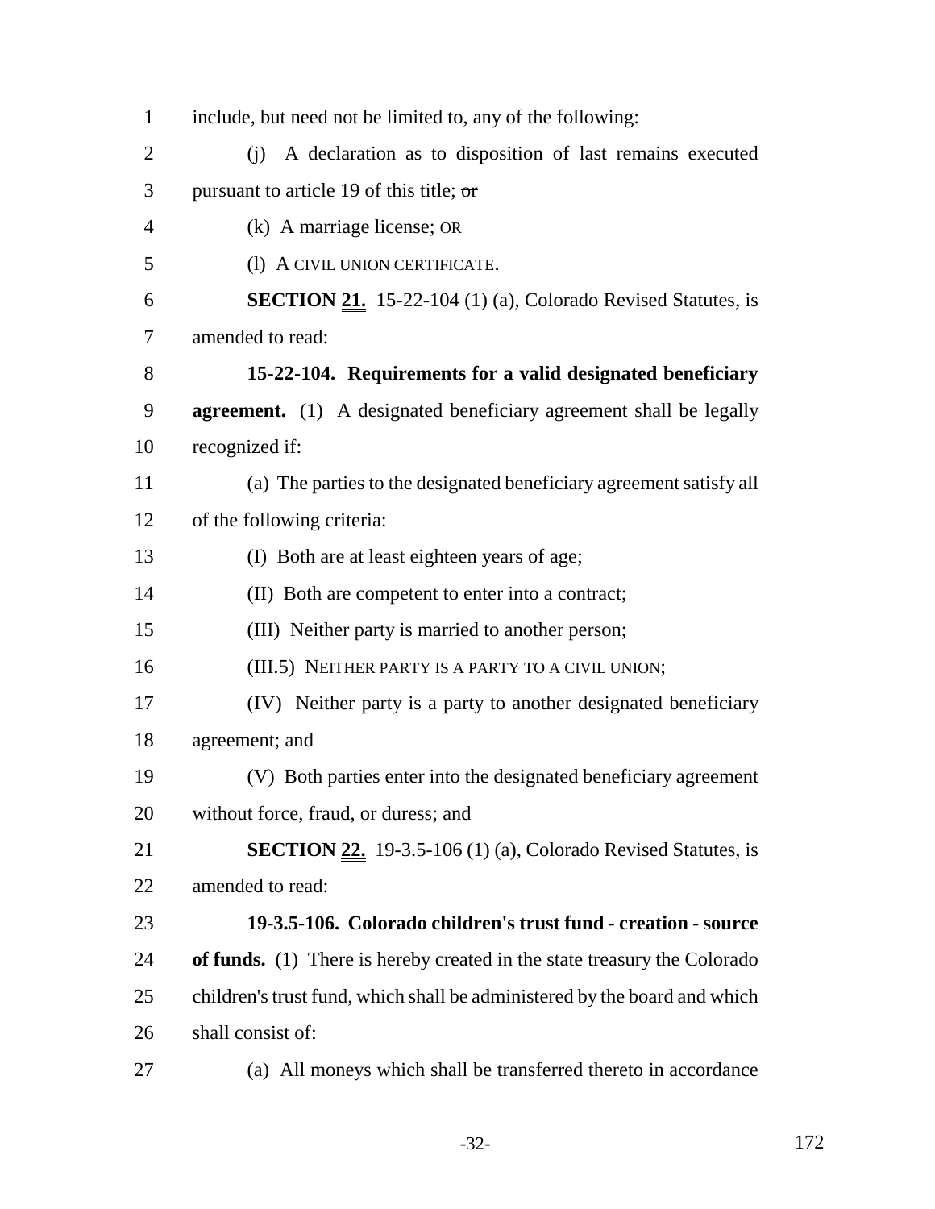include, but need not be limited to, any of the following:

(j) A declaration as to disposition of last remains executed pursuant to article 19 of this title; ~~or~~

(k) A marriage license; OR

(l) A CIVIL UNION CERTIFICATE.

**SECTION 21.** 15-22-104 (1) (a), Colorado Revised Statutes, is amended to read:

**15-22-104. Requirements for a valid designated beneficiary agreement.** (1) A designated beneficiary agreement shall be legally recognized if:

(a) The parties to the designated beneficiary agreement satisfy all of the following criteria:

(I) Both are at least eighteen years of age;

(II) Both are competent to enter into a contract;

(III) Neither party is married to another person;

(III.5) NEITHER PARTY IS A PARTY TO A CIVIL UNION;

(IV) Neither party is a party to another designated beneficiary agreement; and

(V) Both parties enter into the designated beneficiary agreement without force, fraud, or duress; and

**SECTION 22.** 19-3.5-106 (1) (a), Colorado Revised Statutes, is amended to read:

**19-3.5-106. Colorado children's trust fund - creation - source of funds.** (1) There is hereby created in the state treasury the Colorado children's trust fund, which shall be administered by the board and which shall consist of:

(a) All moneys which shall be transferred thereto in accordance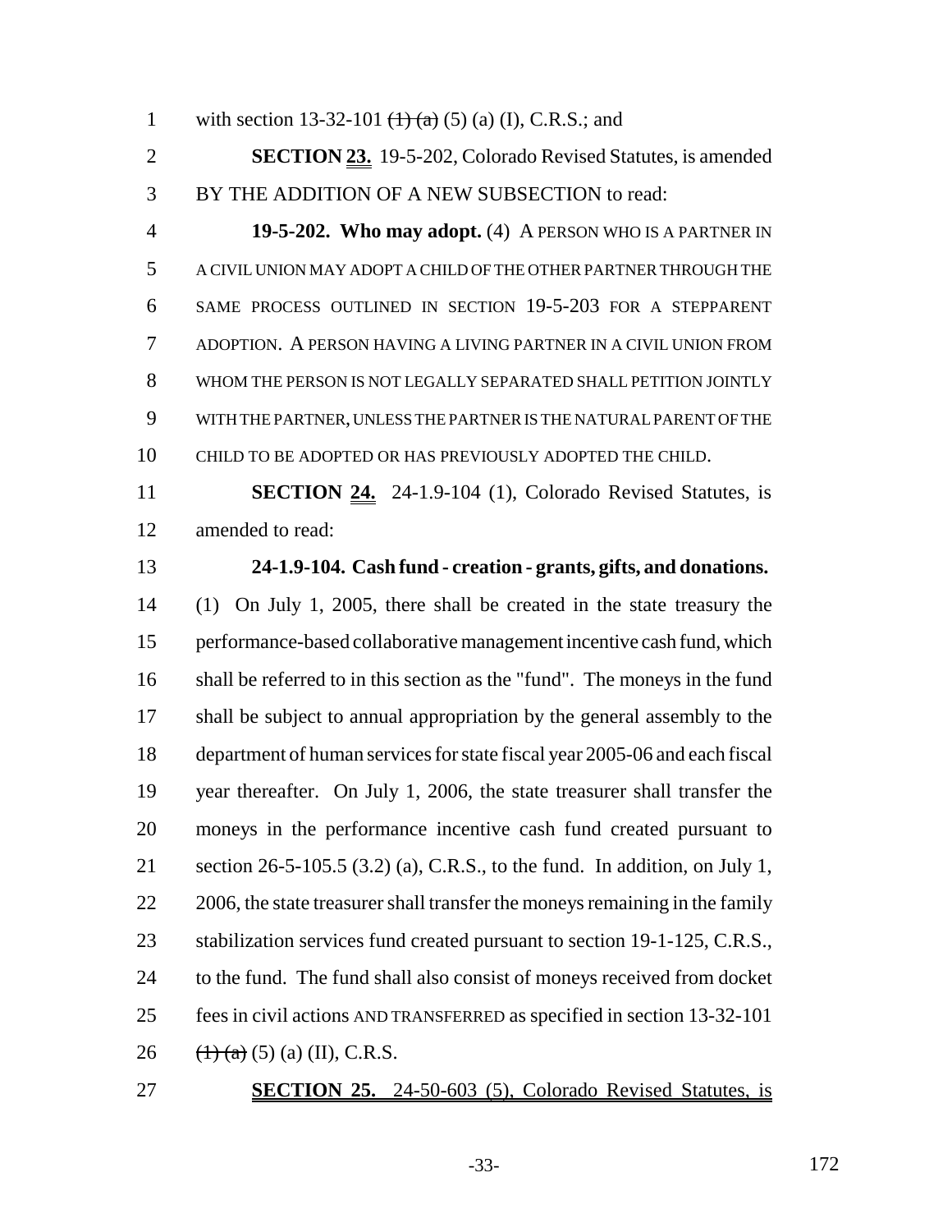with section 13-32-101 ~~(1) (a)~~ (5) (a) (I), C.R.S.; and

**SECTION 23.** 19-5-202, Colorado Revised Statutes, is amended BY THE ADDITION OF A NEW SUBSECTION to read:

**19-5-202. Who may adopt.** (4) A PERSON WHO IS A PARTNER IN A CIVIL UNION MAY ADOPT A CHILD OF THE OTHER PARTNER THROUGH THE SAME PROCESS OUTLINED IN SECTION 19-5-203 FOR A STEPPARENT ADOPTION. A PERSON HAVING A LIVING PARTNER IN A CIVIL UNION FROM WHOM THE PERSON IS NOT LEGALLY SEPARATED SHALL PETITION JOINTLY WITH THE PARTNER, UNLESS THE PARTNER IS THE NATURAL PARENT OF THE CHILD TO BE ADOPTED OR HAS PREVIOUSLY ADOPTED THE CHILD.

**SECTION 24.** 24-1.9-104 (1), Colorado Revised Statutes, is amended to read:

**24-1.9-104. Cash fund - creation - grants, gifts, and donations.** (1) On July 1, 2005, there shall be created in the state treasury the performance-based collaborative management incentive cash fund, which shall be referred to in this section as the "fund". The moneys in the fund shall be subject to annual appropriation by the general assembly to the department of human services for state fiscal year 2005-06 and each fiscal year thereafter. On July 1, 2006, the state treasurer shall transfer the moneys in the performance incentive cash fund created pursuant to section 26-5-105.5 (3.2) (a), C.R.S., to the fund. In addition, on July 1, 2006, the state treasurer shall transfer the moneys remaining in the family stabilization services fund created pursuant to section 19-1-125, C.R.S., to the fund. The fund shall also consist of moneys received from docket fees in civil actions AND TRANSFERRED as specified in section 13-32-101 ~~(1) (a)~~ (5) (a) (II), C.R.S.

**SECTION 25.** 24-50-603 (5), Colorado Revised Statutes, is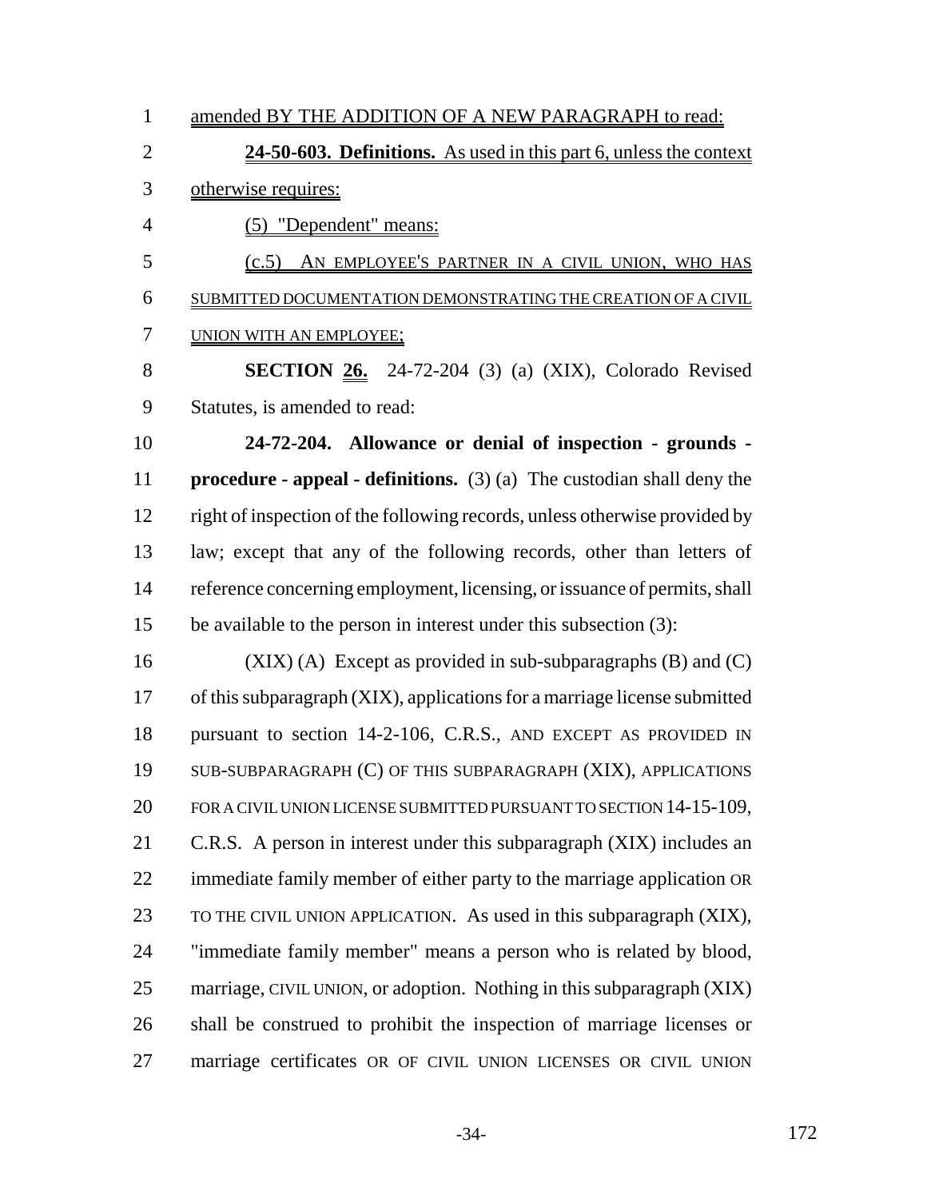amended BY THE ADDITION OF A NEW PARAGRAPH to read:

**24-50-603. Definitions.** As used in this part 6, unless the context otherwise requires:

(5) "Dependent" means:

(c.5) AN EMPLOYEE'S PARTNER IN A CIVIL UNION, WHO HAS SUBMITTED DOCUMENTATION DEMONSTRATING THE CREATION OF A CIVIL UNION WITH AN EMPLOYEE;

**SECTION 26.** 24-72-204 (3) (a) (XIX), Colorado Revised Statutes, is amended to read:

**24-72-204. Allowance or denial of inspection - grounds - procedure - appeal - definitions.** (3) (a) The custodian shall deny the right of inspection of the following records, unless otherwise provided by law; except that any of the following records, other than letters of reference concerning employment, licensing, or issuance of permits, shall be available to the person in interest under this subsection (3):

(XIX) (A) Except as provided in sub-subparagraphs (B) and (C) of this subparagraph (XIX), applications for a marriage license submitted pursuant to section 14-2-106, C.R.S., AND EXCEPT AS PROVIDED IN SUB-SUBPARAGRAPH (C) OF THIS SUBPARAGRAPH (XIX), APPLICATIONS FOR A CIVIL UNION LICENSE SUBMITTED PURSUANT TO SECTION 14-15-109, C.R.S. A person in interest under this subparagraph (XIX) includes an immediate family member of either party to the marriage application OR TO THE CIVIL UNION APPLICATION. As used in this subparagraph (XIX), "immediate family member" means a person who is related by blood, marriage, CIVIL UNION, or adoption. Nothing in this subparagraph (XIX) shall be construed to prohibit the inspection of marriage licenses or marriage certificates OR OF CIVIL UNION LICENSES OR CIVIL UNION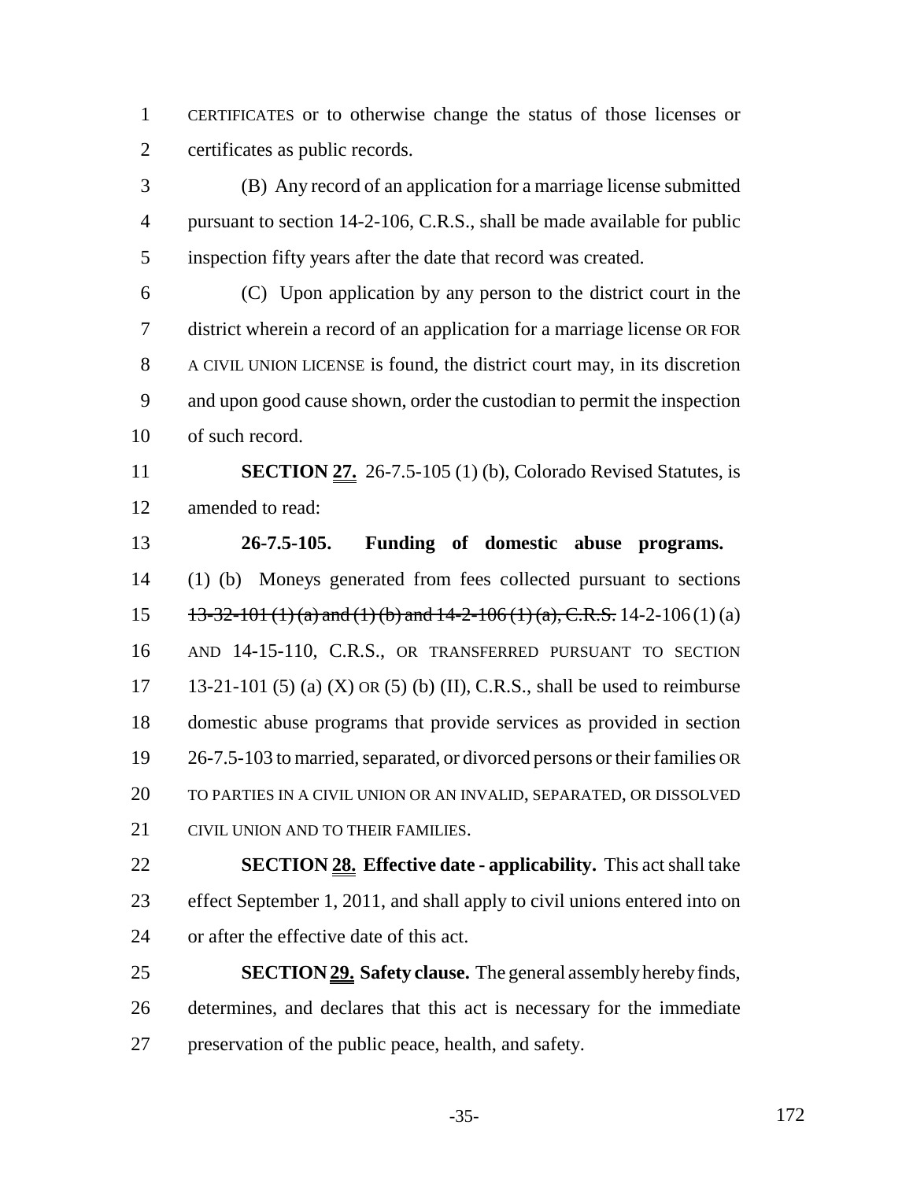CERTIFICATES or to otherwise change the status of those licenses or certificates as public records.

(B) Any record of an application for a marriage license submitted pursuant to section 14-2-106, C.R.S., shall be made available for public inspection fifty years after the date that record was created.

(C) Upon application by any person to the district court in the district wherein a record of an application for a marriage license OR FOR A CIVIL UNION LICENSE is found, the district court may, in its discretion and upon good cause shown, order the custodian to permit the inspection of such record.

**SECTION 27.** 26-7.5-105 (1) (b), Colorado Revised Statutes, is amended to read:

**26-7.5-105. Funding of domestic abuse programs.** (1) (b) Moneys generated from fees collected pursuant to sections ~~13-32-101 (1) (a) and (1) (b) and 14-2-106 (1) (a), C.R.S.~~ 14-2-106 (1) (a) AND 14-15-110, C.R.S., OR TRANSFERRED PURSUANT TO SECTION 13-21-101 (5) (a) (X) OR (5) (b) (II), C.R.S., shall be used to reimburse domestic abuse programs that provide services as provided in section 26-7.5-103 to married, separated, or divorced persons or their families OR TO PARTIES IN A CIVIL UNION OR AN INVALID, SEPARATED, OR DISSOLVED CIVIL UNION AND TO THEIR FAMILIES.

**SECTION 28. Effective date - applicability.** This act shall take effect September 1, 2011, and shall apply to civil unions entered into on or after the effective date of this act.

**SECTION 29. Safety clause.** The general assembly hereby finds, determines, and declares that this act is necessary for the immediate preservation of the public peace, health, and safety.